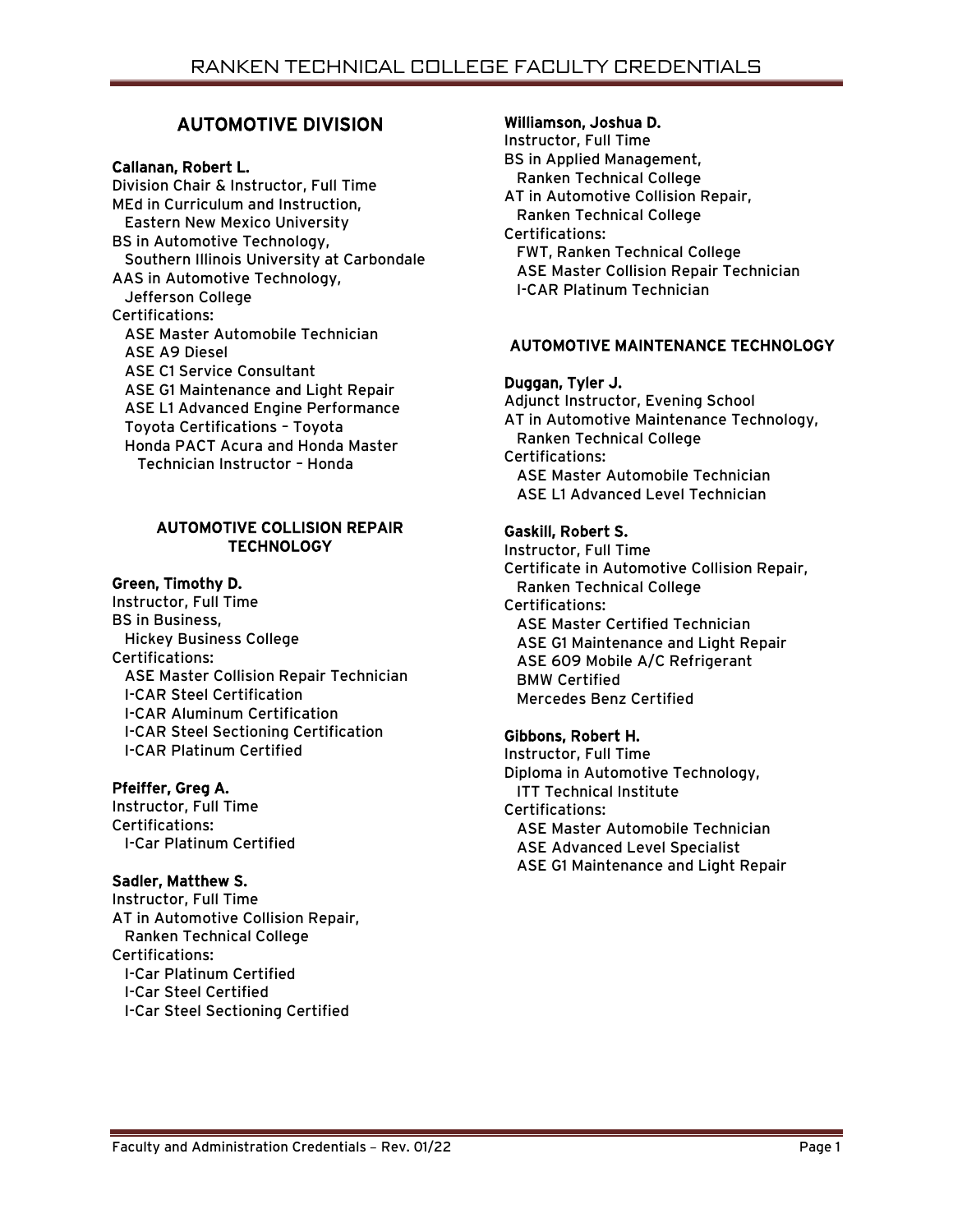# AUTOMOTIVE DIVISION

**Callanan, Robert L.**
Division Chair & Instructor, Full Time
MEd in Curriculum and Instruction,
  Eastern New Mexico University
BS in Automotive Technology,
  Southern Illinois University at Carbondale
AAS in Automotive Technology,
  Jefferson College
Certifications:
  ASE Master Automobile Technician
  ASE A9 Diesel
  ASE C1 Service Consultant
  ASE G1 Maintenance and Light Repair
  ASE L1 Advanced Engine Performance
  Toyota Certifications – Toyota
  Honda PACT Acura and Honda Master
    Technician Instructor – Honda

## AUTOMOTIVE COLLISION REPAIR TECHNOLOGY

**Green, Timothy D.**
Instructor, Full Time
BS in Business,
  Hickey Business College
Certifications:
  ASE Master Collision Repair Technician
  I-CAR Steel Certification
  I-CAR Aluminum Certification
  I-CAR Steel Sectioning Certification
  I-CAR Platinum Certified

**Pfeiffer, Greg A.**
Instructor, Full Time
Certifications:
  I-Car Platinum Certified

**Sadler, Matthew S.**
Instructor, Full Time
AT in Automotive Collision Repair,
  Ranken Technical College
Certifications:
  I-Car Platinum Certified
  I-Car Steel Certified
  I-Car Steel Sectioning Certified

**Williamson, Joshua D.**
Instructor, Full Time
BS in Applied Management,
  Ranken Technical College
AT in Automotive Collision Repair,
  Ranken Technical College
Certifications:
  FWT, Ranken Technical College
  ASE Master Collision Repair Technician
  I-CAR Platinum Technician

## AUTOMOTIVE MAINTENANCE TECHNOLOGY

**Duggan, Tyler J.**
Adjunct Instructor, Evening School
AT in Automotive Maintenance Technology,
  Ranken Technical College
Certifications:
  ASE Master Automobile Technician
  ASE L1 Advanced Level Technician

**Gaskill, Robert S.**
Instructor, Full Time
Certificate in Automotive Collision Repair,
  Ranken Technical College
Certifications:
  ASE Master Certified Technician
  ASE G1 Maintenance and Light Repair
  ASE 609 Mobile A/C Refrigerant
  BMW Certified
  Mercedes Benz Certified

**Gibbons, Robert H.**
Instructor, Full Time
Diploma in Automotive Technology,
  ITT Technical Institute
Certifications:
  ASE Master Automobile Technician
  ASE Advanced Level Specialist
  ASE G1 Maintenance and Light Repair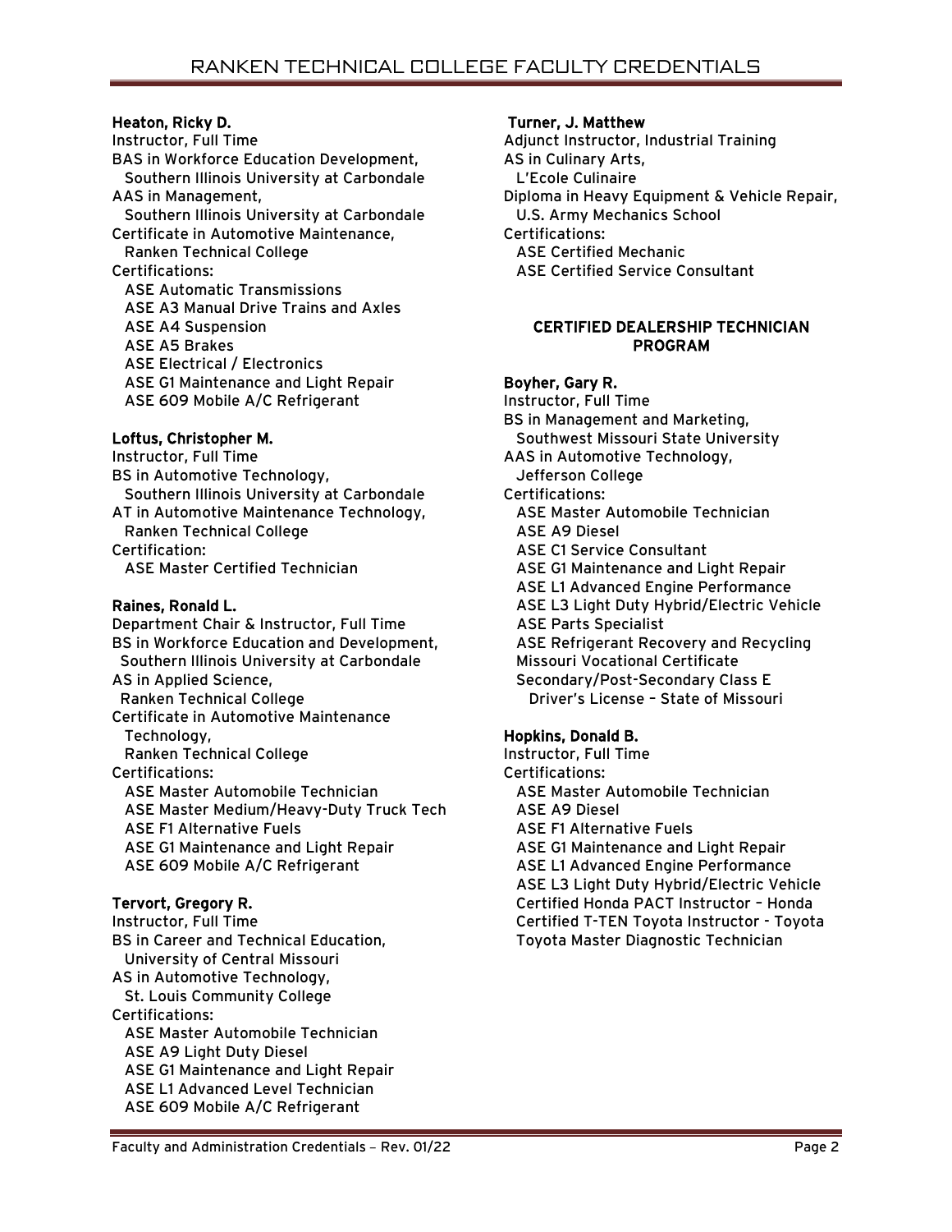**Heaton, Ricky D.**
Instructor, Full Time
BAS in Workforce Education Development,
Southern Illinois University at Carbondale
AAS in Management,
Southern Illinois University at Carbondale
Certificate in Automotive Maintenance,
Ranken Technical College
Certifications:
ASE Automatic Transmissions
ASE A3 Manual Drive Trains and Axles
ASE A4 Suspension
ASE A5 Brakes
ASE Electrical / Electronics
ASE G1 Maintenance and Light Repair
ASE 609 Mobile A/C Refrigerant

**Loftus, Christopher M.**
Instructor, Full Time
BS in Automotive Technology,
Southern Illinois University at Carbondale
AT in Automotive Maintenance Technology,
Ranken Technical College
Certification:
ASE Master Certified Technician

**Raines, Ronald L.**
Department Chair & Instructor, Full Time
BS in Workforce Education and Development,
Southern Illinois University at Carbondale
AS in Applied Science,
Ranken Technical College
Certificate in Automotive Maintenance Technology,
Ranken Technical College
Certifications:
ASE Master Automobile Technician
ASE Master Medium/Heavy-Duty Truck Tech
ASE F1 Alternative Fuels
ASE G1 Maintenance and Light Repair
ASE 609 Mobile A/C Refrigerant

**Tervort, Gregory R.**
Instructor, Full Time
BS in Career and Technical Education,
University of Central Missouri
AS in Automotive Technology,
St. Louis Community College
Certifications:
ASE Master Automobile Technician
ASE A9 Light Duty Diesel
ASE G1 Maintenance and Light Repair
ASE L1 Advanced Level Technician
ASE 609 Mobile A/C Refrigerant

**Turner, J. Matthew**
Adjunct Instructor, Industrial Training
AS in Culinary Arts,
L'Ecole Culinaire
Diploma in Heavy Equipment & Vehicle Repair,
U.S. Army Mechanics School
Certifications:
ASE Certified Mechanic
ASE Certified Service Consultant

## CERTIFIED DEALERSHIP TECHNICIAN PROGRAM

**Boyher, Gary R.**
Instructor, Full Time
BS in Management and Marketing,
Southwest Missouri State University
AAS in Automotive Technology,
Jefferson College
Certifications:
ASE Master Automobile Technician
ASE A9 Diesel
ASE C1 Service Consultant
ASE G1 Maintenance and Light Repair
ASE L1 Advanced Engine Performance
ASE L3 Light Duty Hybrid/Electric Vehicle
ASE Parts Specialist
ASE Refrigerant Recovery and Recycling
Missouri Vocational Certificate
Secondary/Post-Secondary Class E
Driver's License – State of Missouri

**Hopkins, Donald B.**
Instructor, Full Time
Certifications:
ASE Master Automobile Technician
ASE A9 Diesel
ASE F1 Alternative Fuels
ASE G1 Maintenance and Light Repair
ASE L1 Advanced Engine Performance
ASE L3 Light Duty Hybrid/Electric Vehicle
Certified Honda PACT Instructor – Honda
Certified T-TEN Toyota Instructor - Toyota
Toyota Master Diagnostic Technician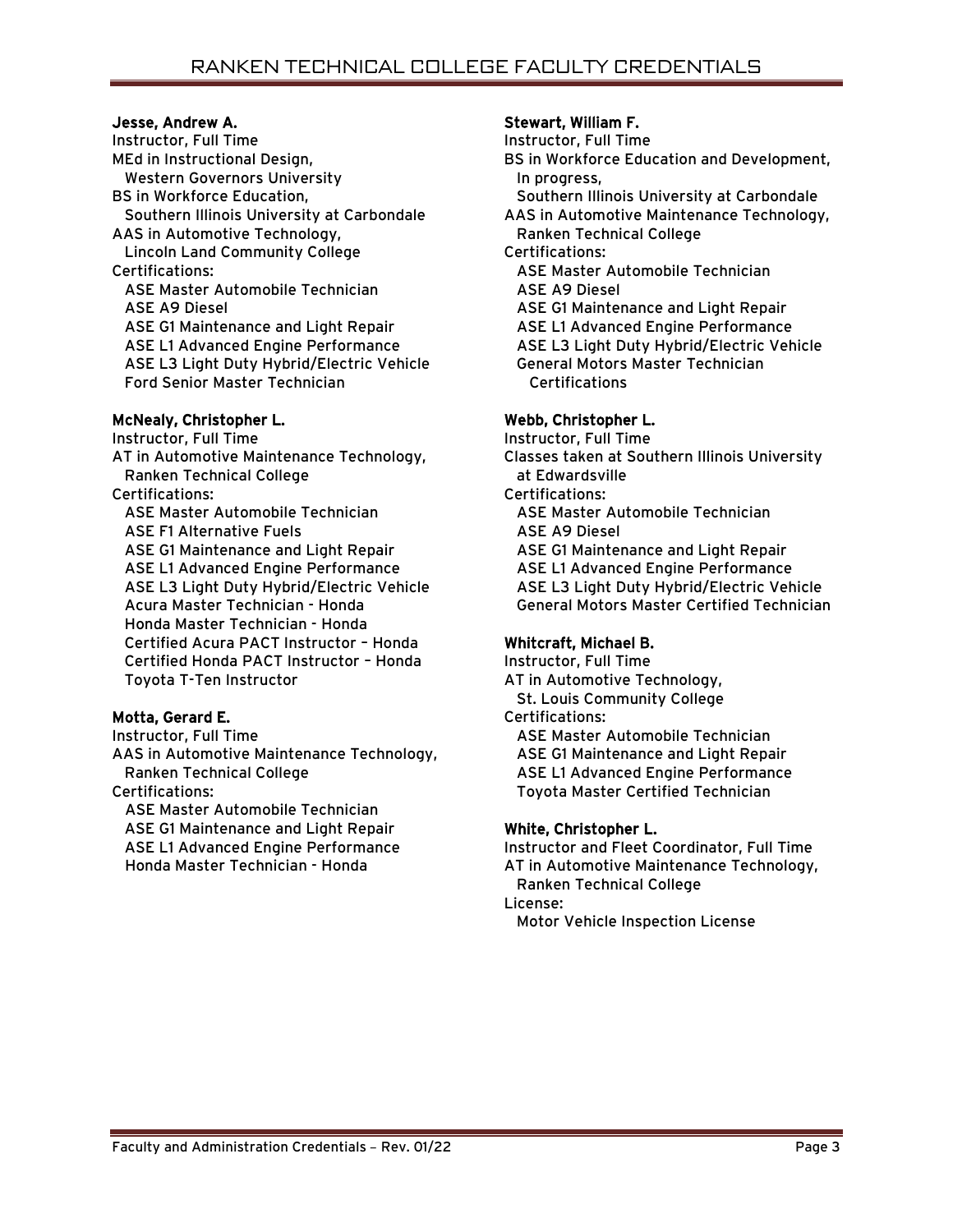**Jesse, Andrew A.**
Instructor, Full Time
MEd in Instructional Design,
Western Governors University
BS in Workforce Education,
Southern Illinois University at Carbondale
AAS in Automotive Technology,
Lincoln Land Community College
Certifications:
ASE Master Automobile Technician
ASE A9 Diesel
ASE G1 Maintenance and Light Repair
ASE L1 Advanced Engine Performance
ASE L3 Light Duty Hybrid/Electric Vehicle
Ford Senior Master Technician

**McNealy, Christopher L.**
Instructor, Full Time
AT in Automotive Maintenance Technology,
Ranken Technical College
Certifications:
ASE Master Automobile Technician
ASE F1 Alternative Fuels
ASE G1 Maintenance and Light Repair
ASE L1 Advanced Engine Performance
ASE L3 Light Duty Hybrid/Electric Vehicle
Acura Master Technician - Honda
Honda Master Technician - Honda
Certified Acura PACT Instructor – Honda
Certified Honda PACT Instructor – Honda
Toyota T-Ten Instructor

**Motta, Gerard E.**
Instructor, Full Time
AAS in Automotive Maintenance Technology,
Ranken Technical College
Certifications:
ASE Master Automobile Technician
ASE G1 Maintenance and Light Repair
ASE L1 Advanced Engine Performance
Honda Master Technician - Honda

**Stewart, William F.**
Instructor, Full Time
BS in Workforce Education and Development,
In progress,
Southern Illinois University at Carbondale
AAS in Automotive Maintenance Technology,
Ranken Technical College
Certifications:
ASE Master Automobile Technician
ASE A9 Diesel
ASE G1 Maintenance and Light Repair
ASE L1 Advanced Engine Performance
ASE L3 Light Duty Hybrid/Electric Vehicle
General Motors Master Technician
Certifications

**Webb, Christopher L.**
Instructor, Full Time
Classes taken at Southern Illinois University
at Edwardsville
Certifications:
ASE Master Automobile Technician
ASE A9 Diesel
ASE G1 Maintenance and Light Repair
ASE L1 Advanced Engine Performance
ASE L3 Light Duty Hybrid/Electric Vehicle
General Motors Master Certified Technician

**Whitcraft, Michael B.**
Instructor, Full Time
AT in Automotive Technology,
St. Louis Community College
Certifications:
ASE Master Automobile Technician
ASE G1 Maintenance and Light Repair
ASE L1 Advanced Engine Performance
Toyota Master Certified Technician

**White, Christopher L.**
Instructor and Fleet Coordinator, Full Time
AT in Automotive Maintenance Technology,
Ranken Technical College
License:
Motor Vehicle Inspection License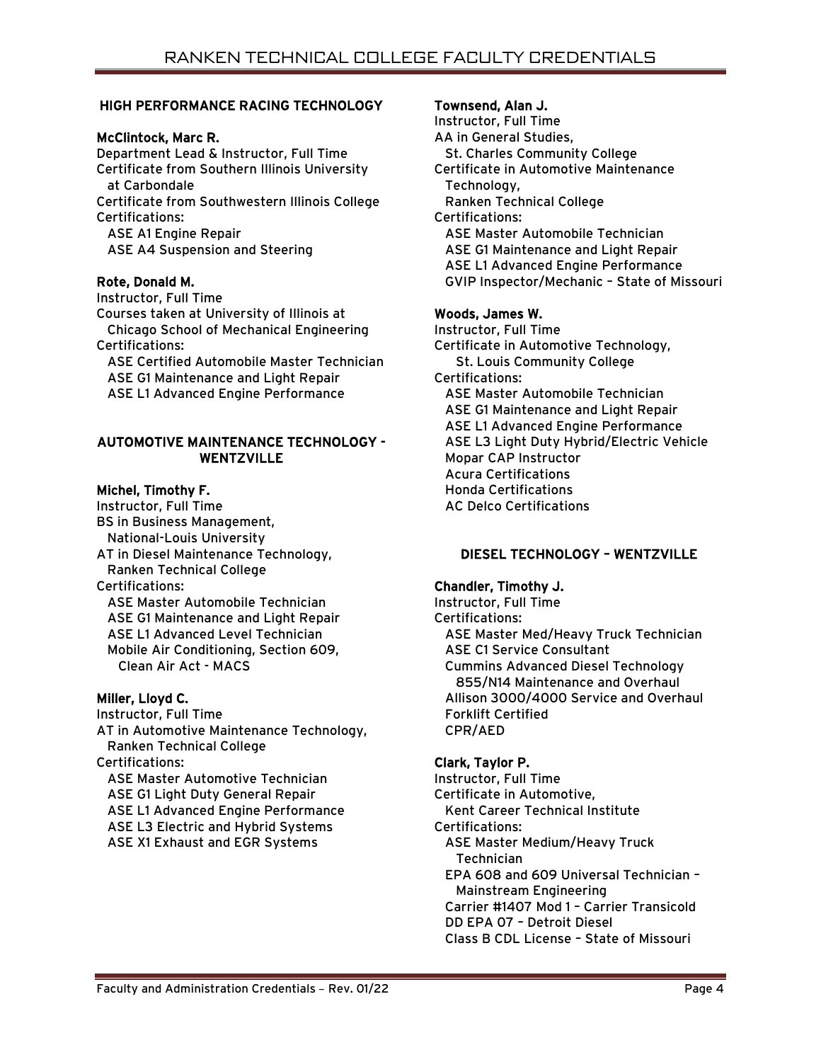## HIGH PERFORMANCE RACING TECHNOLOGY

**McClintock, Marc R.**
Department Lead & Instructor, Full Time
Certificate from Southern Illinois University at Carbondale
Certificate from Southwestern Illinois College
Certifications:
- ASE A1 Engine Repair
- ASE A4 Suspension and Steering

**Rote, Donald M.**
Instructor, Full Time
Courses taken at University of Illinois at Chicago School of Mechanical Engineering
Certifications:
- ASE Certified Automobile Master Technician
- ASE G1 Maintenance and Light Repair
- ASE L1 Advanced Engine Performance

## AUTOMOTIVE MAINTENANCE TECHNOLOGY - WENTZVILLE

**Michel, Timothy F.**
Instructor, Full Time
BS in Business Management, National-Louis University
AT in Diesel Maintenance Technology, Ranken Technical College
Certifications:
- ASE Master Automobile Technician
- ASE G1 Maintenance and Light Repair
- ASE L1 Advanced Level Technician
- Mobile Air Conditioning, Section 609, Clean Air Act - MACS

**Miller, Lloyd C.**
Instructor, Full Time
AT in Automotive Maintenance Technology, Ranken Technical College
Certifications:
- ASE Master Automotive Technician
- ASE G1 Light Duty General Repair
- ASE L1 Advanced Engine Performance
- ASE L3 Electric and Hybrid Systems
- ASE X1 Exhaust and EGR Systems

**Townsend, Alan J.**
Instructor, Full Time
AA in General Studies, St. Charles Community College
Certificate in Automotive Maintenance Technology, Ranken Technical College
Certifications:
- ASE Master Automobile Technician
- ASE G1 Maintenance and Light Repair
- ASE L1 Advanced Engine Performance
- GVIP Inspector/Mechanic – State of Missouri

**Woods, James W.**
Instructor, Full Time
Certificate in Automotive Technology, St. Louis Community College
Certifications:
- ASE Master Automobile Technician
- ASE G1 Maintenance and Light Repair
- ASE L1 Advanced Engine Performance
- ASE L3 Light Duty Hybrid/Electric Vehicle
- Mopar CAP Instructor
- Acura Certifications
- Honda Certifications
- AC Delco Certifications

## DIESEL TECHNOLOGY – WENTZVILLE

**Chandler, Timothy J.**
Instructor, Full Time
Certifications:
- ASE Master Med/Heavy Truck Technician
- ASE C1 Service Consultant
- Cummins Advanced Diesel Technology 855/N14 Maintenance and Overhaul
- Allison 3000/4000 Service and Overhaul
- Forklift Certified
- CPR/AED

**Clark, Taylor P.**
Instructor, Full Time
Certificate in Automotive, Kent Career Technical Institute
Certifications:
- ASE Master Medium/Heavy Truck Technician
- EPA 608 and 609 Universal Technician – Mainstream Engineering
- Carrier #1407 Mod 1 – Carrier Transicold
- DD EPA 07 – Detroit Diesel
- Class B CDL License – State of Missouri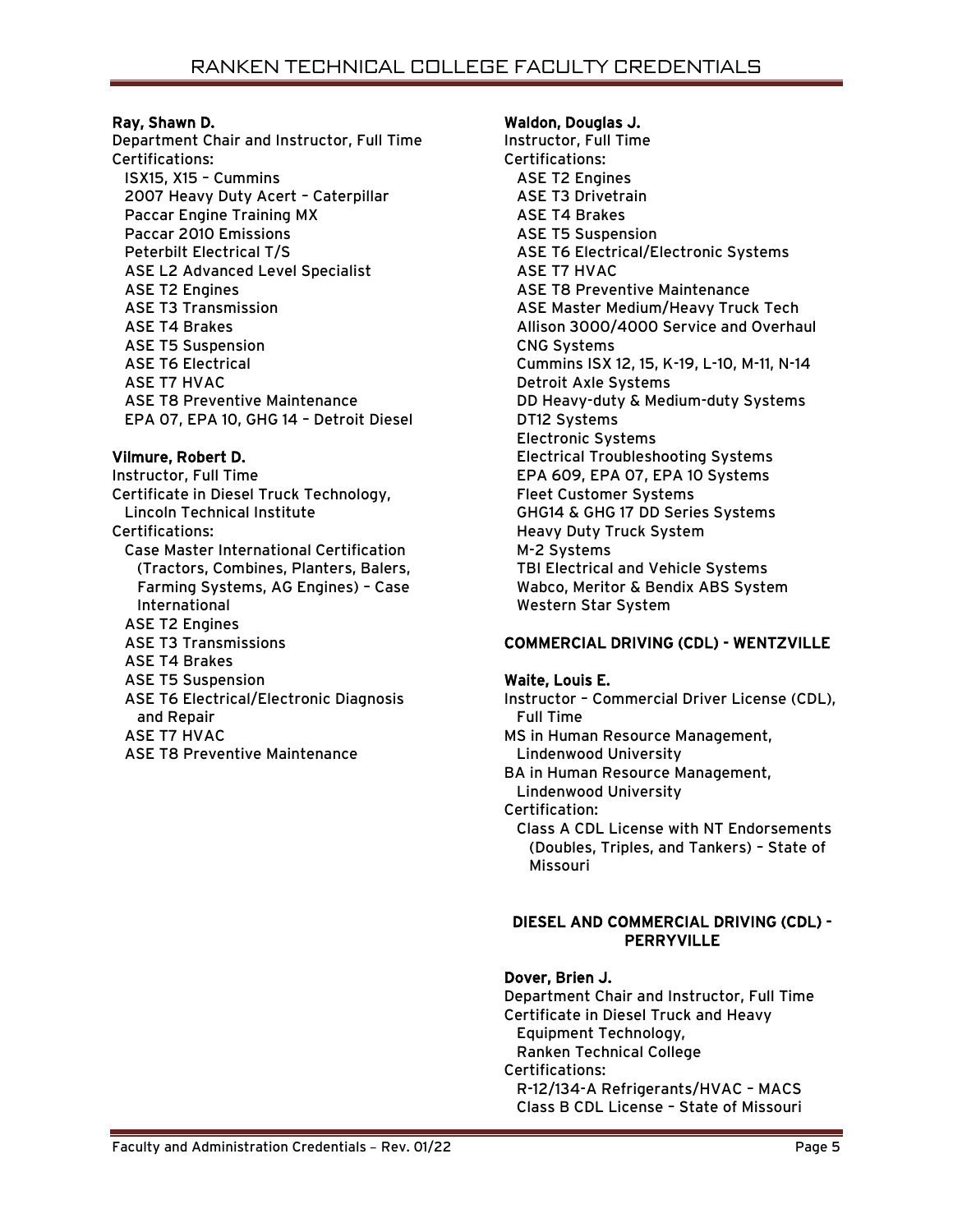**Ray, Shawn D.**
Department Chair and Instructor, Full Time
Certifications:
- ISX15, X15 – Cummins
- 2007 Heavy Duty Acert – Caterpillar
- Paccar Engine Training MX
- Paccar 2010 Emissions
- Peterbilt Electrical T/S
- ASE L2 Advanced Level Specialist
- ASE T2 Engines
- ASE T3 Transmission
- ASE T4 Brakes
- ASE T5 Suspension
- ASE T6 Electrical
- ASE T7 HVAC
- ASE T8 Preventive Maintenance
- EPA 07, EPA 10, GHG 14 – Detroit Diesel

**Vilmure, Robert D.**
Instructor, Full Time
Certificate in Diesel Truck Technology, Lincoln Technical Institute
Certifications:
- Case Master International Certification (Tractors, Combines, Planters, Balers, Farming Systems, AG Engines) – Case International
- ASE T2 Engines
- ASE T3 Transmissions
- ASE T4 Brakes
- ASE T5 Suspension
- ASE T6 Electrical/Electronic Diagnosis and Repair
- ASE T7 HVAC
- ASE T8 Preventive Maintenance

**Waldon, Douglas J.**
Instructor, Full Time
Certifications:
- ASE T2 Engines
- ASE T3 Drivetrain
- ASE T4 Brakes
- ASE T5 Suspension
- ASE T6 Electrical/Electronic Systems
- ASE T7 HVAC
- ASE T8 Preventive Maintenance
- ASE Master Medium/Heavy Truck Tech
- Allison 3000/4000 Service and Overhaul
- CNG Systems
- Cummins ISX 12, 15, K-19, L-10, M-11, N-14
- Detroit Axle Systems
- DD Heavy-duty & Medium-duty Systems
- DT12 Systems
- Electronic Systems
- Electrical Troubleshooting Systems
- EPA 609, EPA 07, EPA 10 Systems
- Fleet Customer Systems
- GHG14 & GHG 17 DD Series Systems
- Heavy Duty Truck System
- M-2 Systems
- TBI Electrical and Vehicle Systems
- Wabco, Meritor & Bendix ABS System
- Western Star System

## COMMERCIAL DRIVING (CDL) - WENTZVILLE

**Waite, Louis E.**
Instructor – Commercial Driver License (CDL), Full Time
MS in Human Resource Management, Lindenwood University
BA in Human Resource Management, Lindenwood University
Certification:
- Class A CDL License with NT Endorsements (Doubles, Triples, and Tankers) – State of Missouri

## DIESEL AND COMMERCIAL DRIVING (CDL) - PERRYVILLE

**Dover, Brien J.**
Department Chair and Instructor, Full Time
Certificate in Diesel Truck and Heavy Equipment Technology, Ranken Technical College
Certifications:
- R-12/134-A Refrigerants/HVAC – MACS
- Class B CDL License – State of Missouri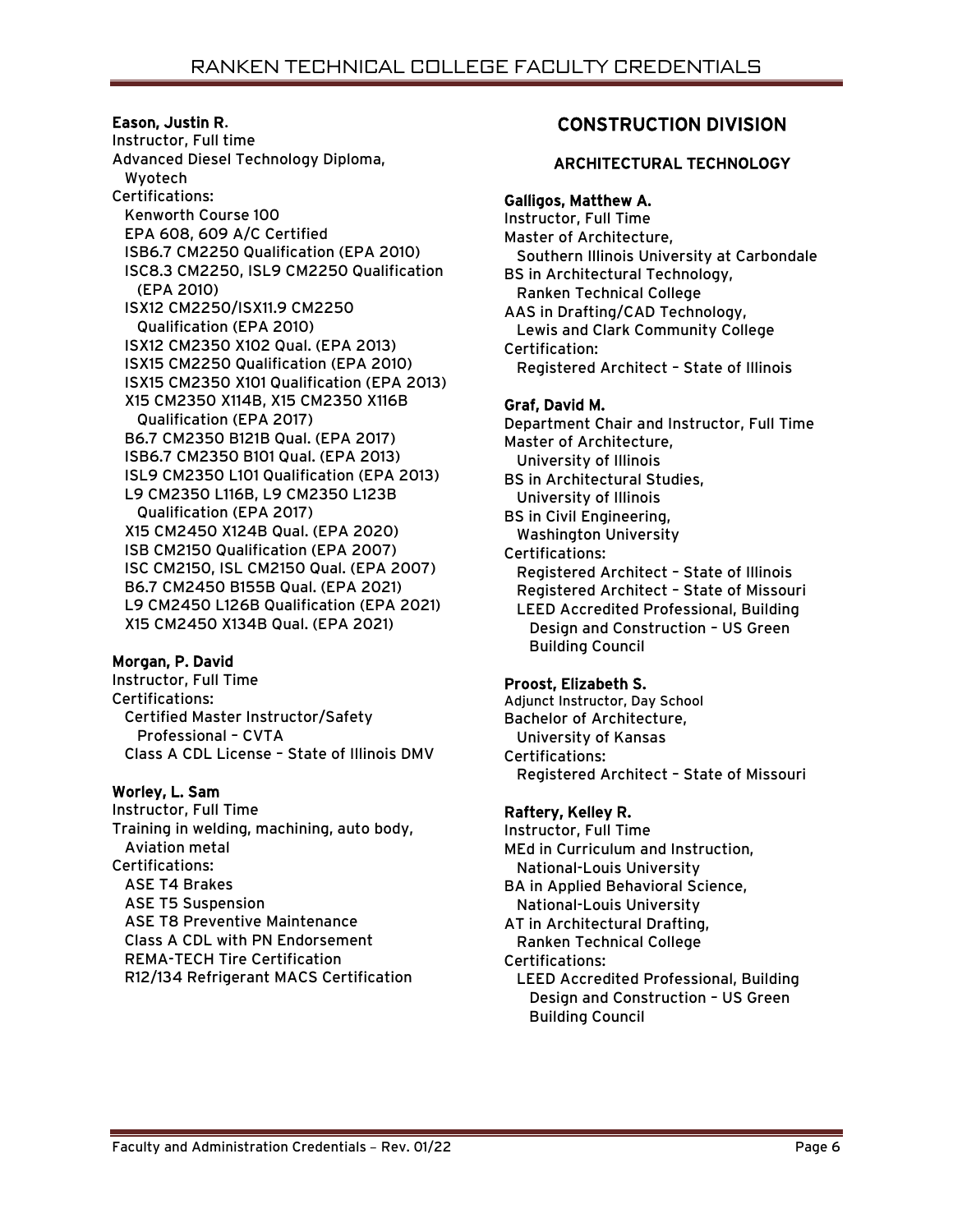**Eason, Justin R.**
Instructor, Full time
Advanced Diesel Technology Diploma,
Wyotech
Certifications:
- Kenworth Course 100
- EPA 608, 609 A/C Certified
- ISB6.7 CM2250 Qualification (EPA 2010)
- ISC8.3 CM2250, ISL9 CM2250 Qualification (EPA 2010)
- ISX12 CM2250/ISX11.9 CM2250 Qualification (EPA 2010)
- ISX12 CM2350 X102 Qual. (EPA 2013)
- ISX15 CM2250 Qualification (EPA 2010)
- ISX15 CM2350 X101 Qualification (EPA 2013)
- X15 CM2350 X114B, X15 CM2350 X116B Qualification (EPA 2017)
- B6.7 CM2350 B121B Qual. (EPA 2017)
- ISB6.7 CM2350 B101 Qual. (EPA 2013)
- ISL9 CM2350 L101 Qualification (EPA 2013)
- L9 CM2350 L116B, L9 CM2350 L123B Qualification (EPA 2017)
- X15 CM2450 X124B Qual. (EPA 2020)
- ISB CM2150 Qualification (EPA 2007)
- ISC CM2150, ISL CM2150 Qual. (EPA 2007)
- B6.7 CM2450 B155B Qual. (EPA 2021)
- L9 CM2450 L126B Qualification (EPA 2021)
- X15 CM2450 X134B Qual. (EPA 2021)

**Morgan, P. David**
Instructor, Full Time
Certifications:
- Certified Master Instructor/Safety Professional – CVTA
- Class A CDL License – State of Illinois DMV

**Worley, L. Sam**
Instructor, Full Time
Training in welding, machining, auto body, Aviation metal
Certifications:
- ASE T4 Brakes
- ASE T5 Suspension
- ASE T8 Preventive Maintenance
- Class A CDL with PN Endorsement
- REMA-TECH Tire Certification
- R12/134 Refrigerant MACS Certification

## CONSTRUCTION DIVISION

### ARCHITECTURAL TECHNOLOGY

**Galligos, Matthew A.**
Instructor, Full Time
Master of Architecture,
Southern Illinois University at Carbondale
BS in Architectural Technology,
Ranken Technical College
AAS in Drafting/CAD Technology,
Lewis and Clark Community College
Certification:
- Registered Architect – State of Illinois

**Graf, David M.**
Department Chair and Instructor, Full Time
Master of Architecture,
University of Illinois
BS in Architectural Studies,
University of Illinois
BS in Civil Engineering,
Washington University
Certifications:
- Registered Architect – State of Illinois
- Registered Architect – State of Missouri
- LEED Accredited Professional, Building Design and Construction – US Green Building Council

**Proost, Elizabeth S.**
Adjunct Instructor, Day School
Bachelor of Architecture,
University of Kansas
Certifications:
- Registered Architect – State of Missouri

**Raftery, Kelley R.**
Instructor, Full Time
MEd in Curriculum and Instruction,
National-Louis University
BA in Applied Behavioral Science,
National-Louis University
AT in Architectural Drafting,
Ranken Technical College
Certifications:
- LEED Accredited Professional, Building Design and Construction – US Green Building Council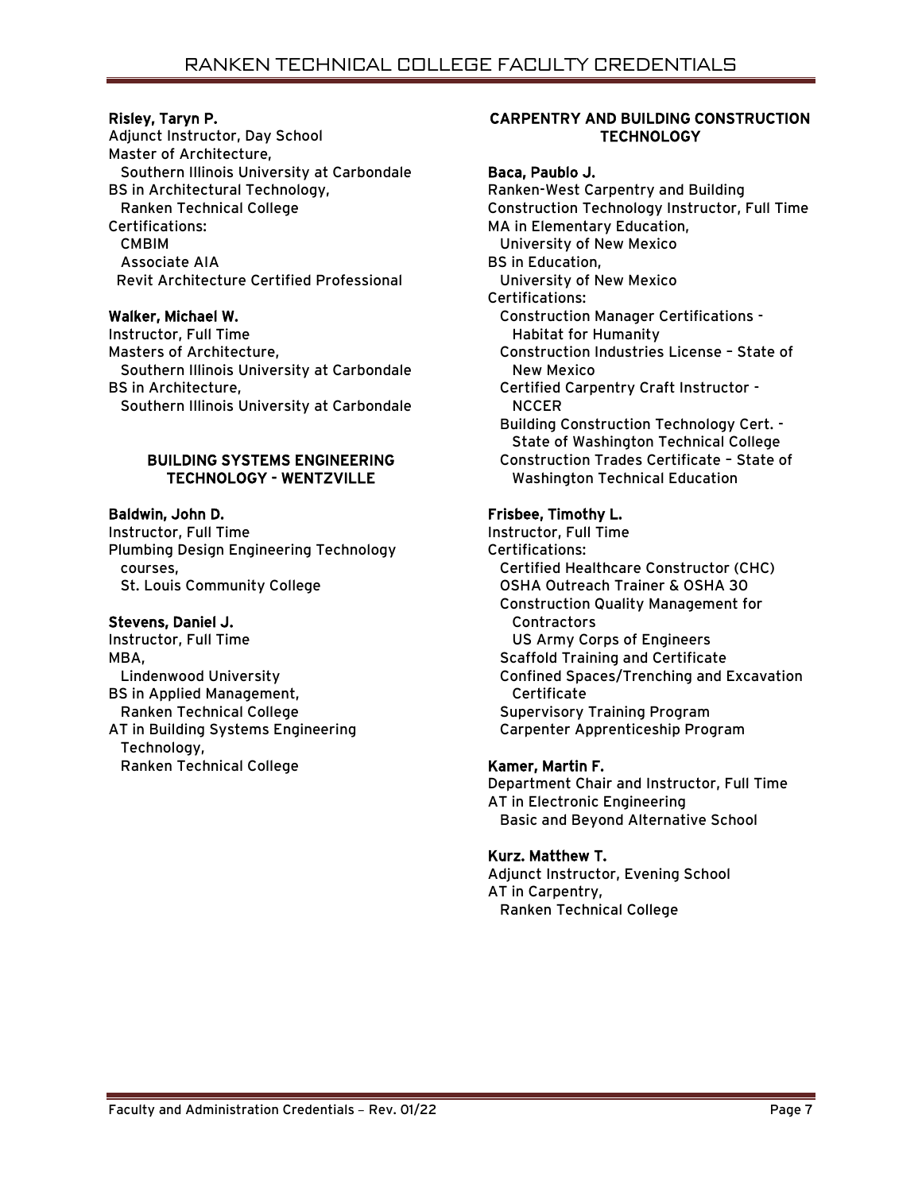**Risley, Taryn P.**
Adjunct Instructor, Day School
Master of Architecture,
  Southern Illinois University at Carbondale
BS in Architectural Technology,
  Ranken Technical College
Certifications:
  CMBIM
  Associate AIA
  Revit Architecture Certified Professional

**Walker, Michael W.**
Instructor, Full Time
Masters of Architecture,
  Southern Illinois University at Carbondale
BS in Architecture,
  Southern Illinois University at Carbondale

## BUILDING SYSTEMS ENGINEERING TECHNOLOGY - WENTZVILLE

**Baldwin, John D.**
Instructor, Full Time
Plumbing Design Engineering Technology courses,
  St. Louis Community College

**Stevens, Daniel J.**
Instructor, Full Time
MBA,
  Lindenwood University
BS in Applied Management,
  Ranken Technical College
AT in Building Systems Engineering Technology,
  Ranken Technical College

## CARPENTRY AND BUILDING CONSTRUCTION TECHNOLOGY

**Baca, Paublo J.**
Ranken-West Carpentry and Building Construction Technology Instructor, Full Time
MA in Elementary Education,
  University of New Mexico
BS in Education,
  University of New Mexico
Certifications:
  Construction Manager Certifications - Habitat for Humanity
  Construction Industries License – State of New Mexico
  Certified Carpentry Craft Instructor - NCCER
  Building Construction Technology Cert. - State of Washington Technical College
  Construction Trades Certificate – State of Washington Technical Education

**Frisbee, Timothy L.**
Instructor, Full Time
Certifications:
  Certified Healthcare Constructor (CHC)
  OSHA Outreach Trainer & OSHA 30
  Construction Quality Management for Contractors
  US Army Corps of Engineers
  Scaffold Training and Certificate
  Confined Spaces/Trenching and Excavation Certificate
  Supervisory Training Program
  Carpenter Apprenticeship Program

**Kamer, Martin F.**
Department Chair and Instructor, Full Time
AT in Electronic Engineering
  Basic and Beyond Alternative School

**Kurz. Matthew T.**
Adjunct Instructor, Evening School
AT in Carpentry,
  Ranken Technical College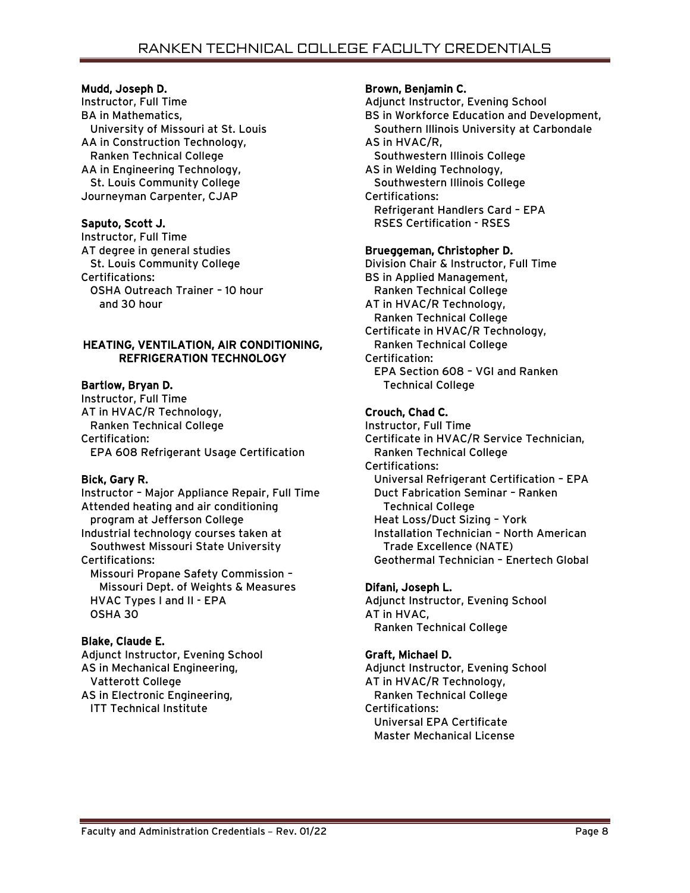**Mudd, Joseph D.**
Instructor, Full Time
BA in Mathematics,
University of Missouri at St. Louis
AA in Construction Technology,
Ranken Technical College
AA in Engineering Technology,
St. Louis Community College
Journeyman Carpenter, CJAP

**Saputo, Scott J.**
Instructor, Full Time
AT degree in general studies
St. Louis Community College
Certifications:
OSHA Outreach Trainer – 10 hour and 30 hour

## HEATING, VENTILATION, AIR CONDITIONING, REFRIGERATION TECHNOLOGY

**Bartlow, Bryan D.**
Instructor, Full Time
AT in HVAC/R Technology,
Ranken Technical College
Certification:
EPA 608 Refrigerant Usage Certification

**Bick, Gary R.**
Instructor – Major Appliance Repair, Full Time
Attended heating and air conditioning program at Jefferson College
Industrial technology courses taken at Southwest Missouri State University
Certifications:
Missouri Propane Safety Commission – Missouri Dept. of Weights & Measures
HVAC Types I and II - EPA
OSHA 30

**Blake, Claude E.**
Adjunct Instructor, Evening School
AS in Mechanical Engineering,
Vatterott College
AS in Electronic Engineering,
ITT Technical Institute

**Brown, Benjamin C.**
Adjunct Instructor, Evening School
BS in Workforce Education and Development,
Southern Illinois University at Carbondale
AS in HVAC/R,
Southwestern Illinois College
AS in Welding Technology,
Southwestern Illinois College
Certifications:
Refrigerant Handlers Card – EPA
RSES Certification - RSES

**Brueggeman, Christopher D.**
Division Chair & Instructor, Full Time
BS in Applied Management,
Ranken Technical College
AT in HVAC/R Technology,
Ranken Technical College
Certificate in HVAC/R Technology,
Ranken Technical College
Certification:
EPA Section 608 – VGI and Ranken Technical College

**Crouch, Chad C.**
Instructor, Full Time
Certificate in HVAC/R Service Technician,
Ranken Technical College
Certifications:
Universal Refrigerant Certification – EPA
Duct Fabrication Seminar – Ranken Technical College
Heat Loss/Duct Sizing – York
Installation Technician – North American Trade Excellence (NATE)
Geothermal Technician – Enertech Global

**Difani, Joseph L.**
Adjunct Instructor, Evening School
AT in HVAC,
Ranken Technical College

**Graft, Michael D.**
Adjunct Instructor, Evening School
AT in HVAC/R Technology,
Ranken Technical College
Certifications:
Universal EPA Certificate
Master Mechanical License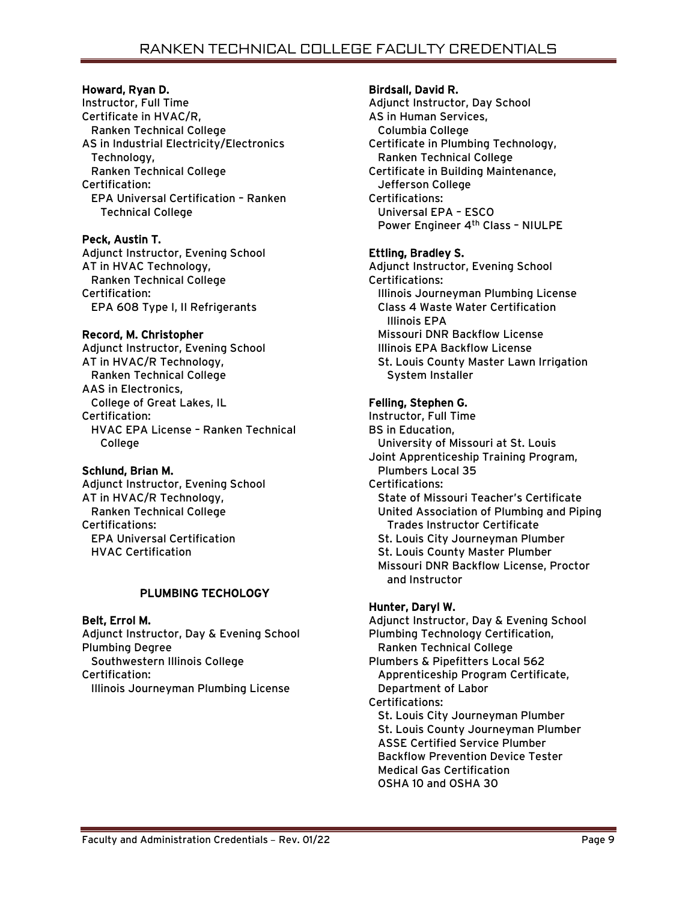**Howard, Ryan D.**
Instructor, Full Time
Certificate in HVAC/R,
Ranken Technical College
AS in Industrial Electricity/Electronics Technology,
Ranken Technical College
Certification:
EPA Universal Certification – Ranken Technical College

**Peck, Austin T.**
Adjunct Instructor, Evening School
AT in HVAC Technology,
Ranken Technical College
Certification:
EPA 608 Type I, II Refrigerants

**Record, M. Christopher**
Adjunct Instructor, Evening School
AT in HVAC/R Technology,
Ranken Technical College
AAS in Electronics,
College of Great Lakes, IL
Certification:
HVAC EPA License – Ranken Technical College

**Schlund, Brian M.**
Adjunct Instructor, Evening School
AT in HVAC/R Technology,
Ranken Technical College
Certifications:
EPA Universal Certification
HVAC Certification

## PLUMBING TECHOLOGY

**Belt, Errol M.**
Adjunct Instructor, Day & Evening School
Plumbing Degree
Southwestern Illinois College
Certification:
Illinois Journeyman Plumbing License

**Birdsall, David R.**
Adjunct Instructor, Day School
AS in Human Services,
Columbia College
Certificate in Plumbing Technology,
Ranken Technical College
Certificate in Building Maintenance,
Jefferson College
Certifications:
Universal EPA – ESCO
Power Engineer 4th Class – NIULPE

**Ettling, Bradley S.**
Adjunct Instructor, Evening School
Certifications:
Illinois Journeyman Plumbing License
Class 4 Waste Water Certification Illinois EPA
Missouri DNR Backflow License
Illinois EPA Backflow License
St. Louis County Master Lawn Irrigation System Installer

**Felling, Stephen G.**
Instructor, Full Time
BS in Education,
University of Missouri at St. Louis
Joint Apprenticeship Training Program,
Plumbers Local 35
Certifications:
State of Missouri Teacher's Certificate
United Association of Plumbing and Piping Trades Instructor Certificate
St. Louis City Journeyman Plumber
St. Louis County Master Plumber
Missouri DNR Backflow License, Proctor and Instructor

**Hunter, Daryl W.**
Adjunct Instructor, Day & Evening School
Plumbing Technology Certification,
Ranken Technical College
Plumbers & Pipefitters Local 562
Apprenticeship Program Certificate,
Department of Labor
Certifications:
St. Louis City Journeyman Plumber
St. Louis County Journeyman Plumber
ASSE Certified Service Plumber
Backflow Prevention Device Tester
Medical Gas Certification
OSHA 10 and OSHA 30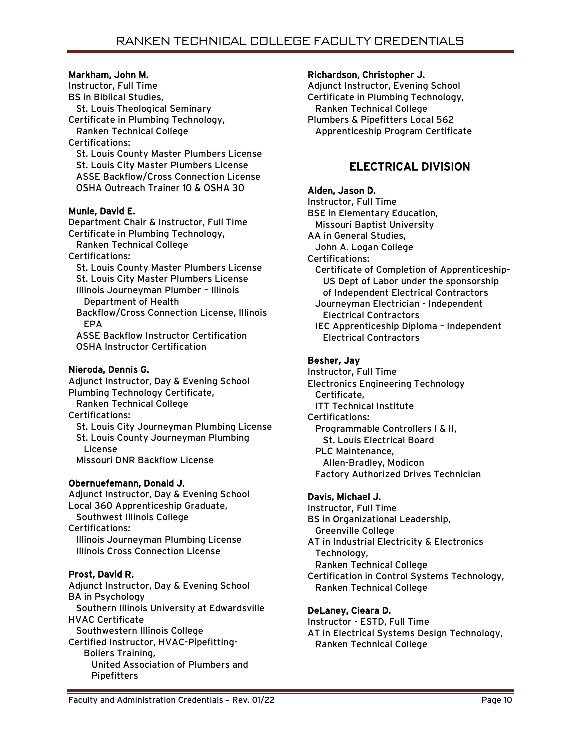**Markham, John M.**
Instructor, Full Time
BS in Biblical Studies,
St. Louis Theological Seminary
Certificate in Plumbing Technology,
Ranken Technical College
Certifications:
St. Louis County Master Plumbers License
St. Louis City Master Plumbers License
ASSE Backflow/Cross Connection License
OSHA Outreach Trainer 10 & OSHA 30

**Munie, David E.**
Department Chair & Instructor, Full Time
Certificate in Plumbing Technology,
Ranken Technical College
Certifications:
St. Louis County Master Plumbers License
St. Louis City Master Plumbers License
Illinois Journeyman Plumber – Illinois Department of Health
Backflow/Cross Connection License, Illinois EPA
ASSE Backflow Instructor Certification
OSHA Instructor Certification

**Nieroda, Dennis G.**
Adjunct Instructor, Day & Evening School
Plumbing Technology Certificate,
Ranken Technical College
Certifications:
St. Louis City Journeyman Plumbing License
St. Louis County Journeyman Plumbing License
Missouri DNR Backflow License

**Obernuefemann, Donald J.**
Adjunct Instructor, Day & Evening School
Local 360 Apprenticeship Graduate,
Southwest Illinois College
Certifications:
Illinois Journeyman Plumbing License
Illinois Cross Connection License

**Prost, David R.**
Adjunct Instructor, Day & Evening School
BA in Psychology
Southern Illinois University at Edwardsville
HVAC Certificate
Southwestern Illinois College
Certified Instructor, HVAC-Pipefitting-Boilers Training,
United Association of Plumbers and Pipefitters

**Richardson, Christopher J.**
Adjunct Instructor, Evening School
Certificate in Plumbing Technology,
Ranken Technical College
Plumbers & Pipefitters Local 562
Apprenticeship Program Certificate

## ELECTRICAL DIVISION

**Alden, Jason D.**
Instructor, Full Time
BSE in Elementary Education,
Missouri Baptist University
AA in General Studies,
John A. Logan College
Certifications:
Certificate of Completion of Apprenticeship- US Dept of Labor under the sponsorship of Independent Electrical Contractors
Journeyman Electrician - Independent Electrical Contractors
IEC Apprenticeship Diploma – Independent Electrical Contractors

**Besher, Jay**
Instructor, Full Time
Electronics Engineering Technology Certificate,
ITT Technical Institute
Certifications:
Programmable Controllers I & II,
St. Louis Electrical Board
PLC Maintenance,
Allen-Bradley, Modicon
Factory Authorized Drives Technician

**Davis, Michael J.**
Instructor, Full Time
BS in Organizational Leadership,
Greenville College
AT in Industrial Electricity & Electronics Technology,
Ranken Technical College
Certification in Control Systems Technology,
Ranken Technical College

**DeLaney, Cieara D.**
Instructor - ESTD, Full Time
AT in Electrical Systems Design Technology,
Ranken Technical College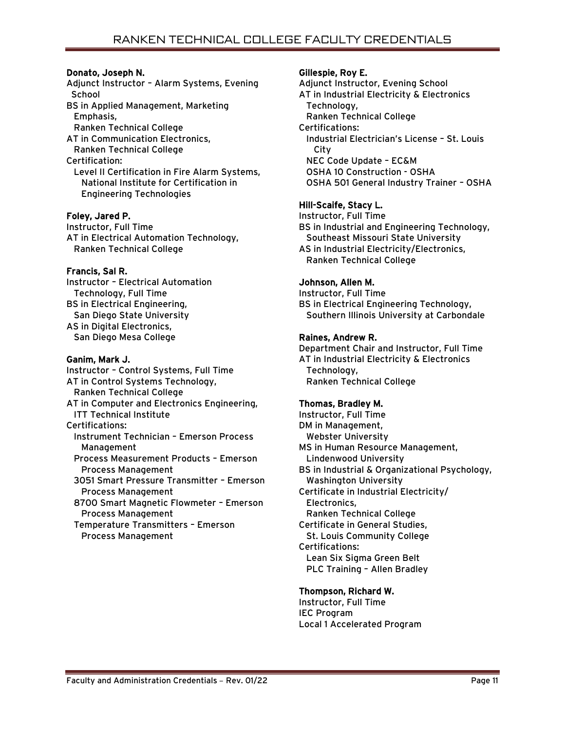**Donato, Joseph N.**
Adjunct Instructor – Alarm Systems, Evening School
BS in Applied Management, Marketing Emphasis,
Ranken Technical College
AT in Communication Electronics,
Ranken Technical College
Certification:
Level II Certification in Fire Alarm Systems, National Institute for Certification in Engineering Technologies

**Foley, Jared P.**
Instructor, Full Time
AT in Electrical Automation Technology,
Ranken Technical College

**Francis, Sal R.**
Instructor – Electrical Automation Technology, Full Time
BS in Electrical Engineering,
San Diego State University
AS in Digital Electronics,
San Diego Mesa College

**Ganim, Mark J.**
Instructor – Control Systems, Full Time
AT in Control Systems Technology,
Ranken Technical College
AT in Computer and Electronics Engineering,
ITT Technical Institute
Certifications:
Instrument Technician – Emerson Process Management
Process Measurement Products – Emerson Process Management
3051 Smart Pressure Transmitter – Emerson Process Management
8700 Smart Magnetic Flowmeter – Emerson Process Management
Temperature Transmitters – Emerson Process Management

**Gillespie, Roy E.**
Adjunct Instructor, Evening School
AT in Industrial Electricity & Electronics Technology,
Ranken Technical College
Certifications:
Industrial Electrician's License – St. Louis City
NEC Code Update – EC&M
OSHA 10 Construction - OSHA
OSHA 501 General Industry Trainer – OSHA

**Hill-Scaife, Stacy L.**
Instructor, Full Time
BS in Industrial and Engineering Technology,
Southeast Missouri State University
AS in Industrial Electricity/Electronics,
Ranken Technical College

**Johnson, Allen M.**
Instructor, Full Time
BS in Electrical Engineering Technology,
Southern Illinois University at Carbondale

**Raines, Andrew R.**
Department Chair and Instructor, Full Time
AT in Industrial Electricity & Electronics Technology,
Ranken Technical College

**Thomas, Bradley M.**
Instructor, Full Time
DM in Management,
Webster University
MS in Human Resource Management,
Lindenwood University
BS in Industrial & Organizational Psychology,
Washington University
Certificate in Industrial Electricity/ Electronics,
Ranken Technical College
Certificate in General Studies,
St. Louis Community College
Certifications:
Lean Six Sigma Green Belt
PLC Training – Allen Bradley

**Thompson, Richard W.**
Instructor, Full Time
IEC Program
Local 1 Accelerated Program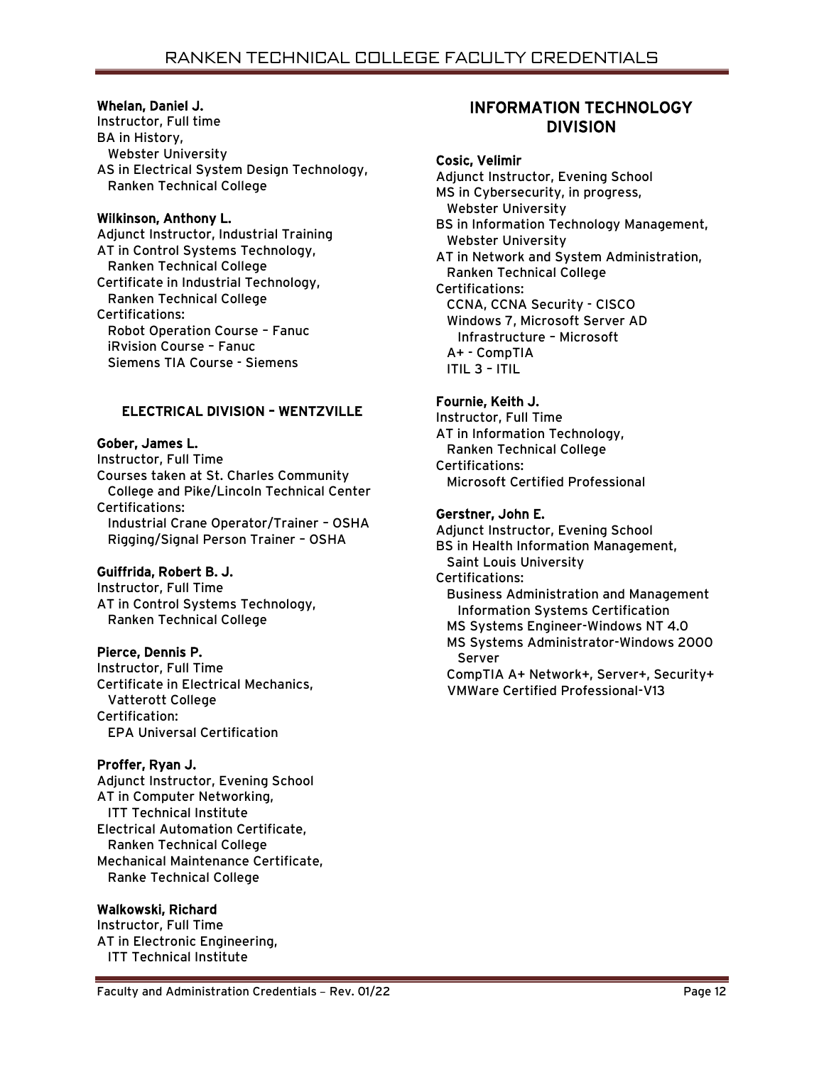**Whelan, Daniel J.**
Instructor, Full time
BA in History,
Webster University
AS in Electrical System Design Technology,
Ranken Technical College

**Wilkinson, Anthony L.**
Adjunct Instructor, Industrial Training
AT in Control Systems Technology,
Ranken Technical College
Certificate in Industrial Technology,
Ranken Technical College
Certifications:
Robot Operation Course – Fanuc
iRvision Course – Fanuc
Siemens TIA Course - Siemens

## ELECTRICAL DIVISION – WENTZVILLE

**Gober, James L.**
Instructor, Full Time
Courses taken at St. Charles Community College and Pike/Lincoln Technical Center
Certifications:
Industrial Crane Operator/Trainer – OSHA
Rigging/Signal Person Trainer – OSHA

**Guiffrida, Robert B. J.**
Instructor, Full Time
AT in Control Systems Technology,
Ranken Technical College

**Pierce, Dennis P.**
Instructor, Full Time
Certificate in Electrical Mechanics,
Vatterott College
Certification:
EPA Universal Certification

**Proffer, Ryan J.**
Adjunct Instructor, Evening School
AT in Computer Networking,
ITT Technical Institute
Electrical Automation Certificate,
Ranken Technical College
Mechanical Maintenance Certificate,
Ranke Technical College

**Walkowski, Richard**
Instructor, Full Time
AT in Electronic Engineering,
ITT Technical Institute

## INFORMATION TECHNOLOGY DIVISION

**Cosic, Velimir**
Adjunct Instructor, Evening School
MS in Cybersecurity, in progress,
Webster University
BS in Information Technology Management,
Webster University
AT in Network and System Administration,
Ranken Technical College
Certifications:
CCNA, CCNA Security - CISCO
Windows 7, Microsoft Server AD Infrastructure – Microsoft
A+ - CompTIA
ITIL 3 – ITIL

**Fournie, Keith J.**
Instructor, Full Time
AT in Information Technology,
Ranken Technical College
Certifications:
Microsoft Certified Professional

**Gerstner, John E.**
Adjunct Instructor, Evening School
BS in Health Information Management,
Saint Louis University
Certifications:
Business Administration and Management Information Systems Certification
MS Systems Engineer-Windows NT 4.0
MS Systems Administrator-Windows 2000 Server
CompTIA A+ Network+, Server+, Security+
VMWare Certified Professional-V13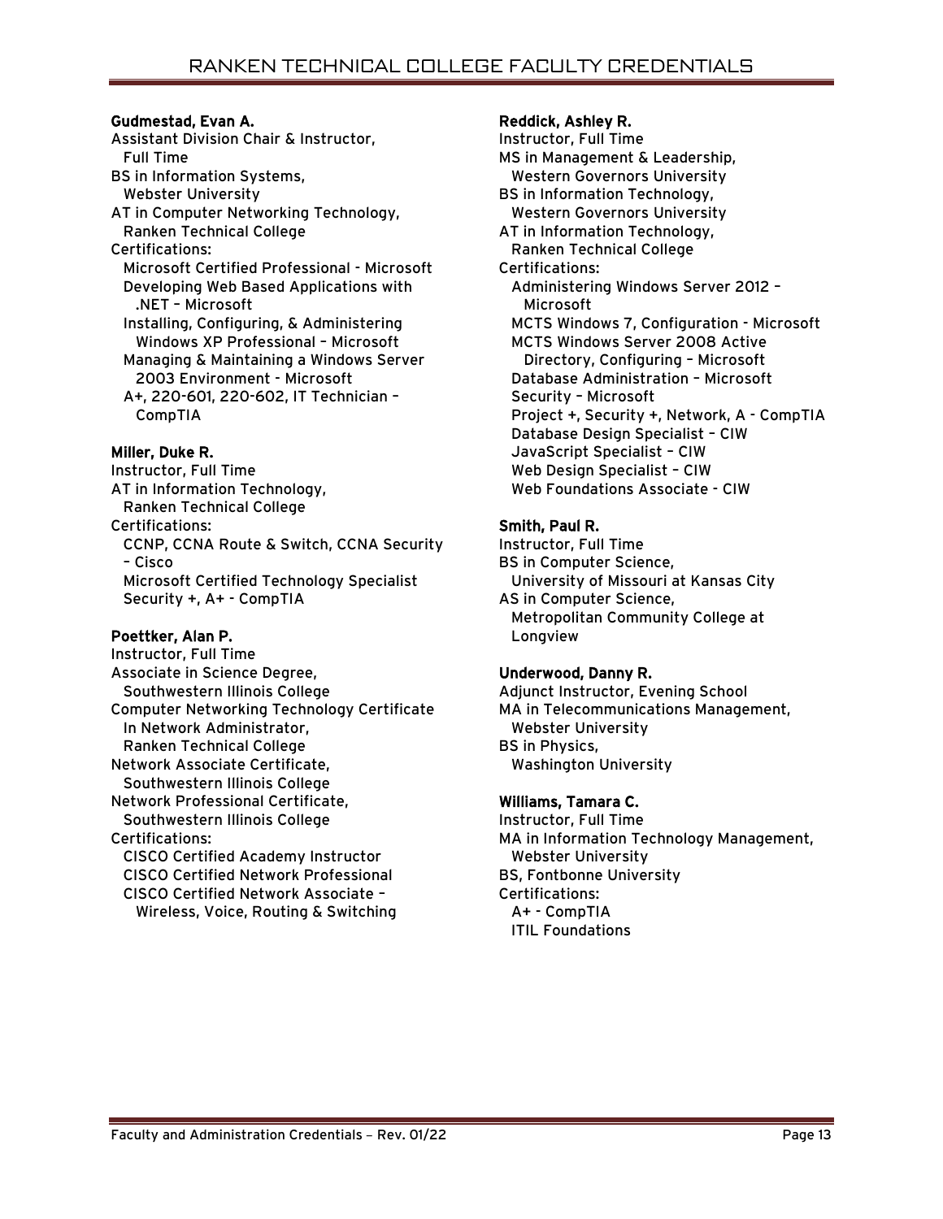**Gudmestad, Evan A.**
Assistant Division Chair & Instructor, Full Time
BS in Information Systems, Webster University
AT in Computer Networking Technology, Ranken Technical College
Certifications:
- Microsoft Certified Professional - Microsoft
- Developing Web Based Applications with .NET – Microsoft
- Installing, Configuring, & Administering Windows XP Professional – Microsoft
- Managing & Maintaining a Windows Server 2003 Environment - Microsoft
- A+, 220-601, 220-602, IT Technician – CompTIA

**Miller, Duke R.**
Instructor, Full Time
AT in Information Technology, Ranken Technical College
Certifications:
- CCNP, CCNA Route & Switch, CCNA Security – Cisco
- Microsoft Certified Technology Specialist
- Security +, A+ - CompTIA

**Poettker, Alan P.**
Instructor, Full Time
Associate in Science Degree, Southwestern Illinois College
Computer Networking Technology Certificate In Network Administrator, Ranken Technical College
Network Associate Certificate, Southwestern Illinois College
Network Professional Certificate, Southwestern Illinois College
Certifications:
- CISCO Certified Academy Instructor
- CISCO Certified Network Professional
- CISCO Certified Network Associate – Wireless, Voice, Routing & Switching

**Reddick, Ashley R.**
Instructor, Full Time
MS in Management & Leadership, Western Governors University
BS in Information Technology, Western Governors University
AT in Information Technology, Ranken Technical College
Certifications:
- Administering Windows Server 2012 – Microsoft
- MCTS Windows 7, Configuration - Microsoft
- MCTS Windows Server 2008 Active Directory, Configuring – Microsoft
- Database Administration – Microsoft
- Security – Microsoft
- Project +, Security +, Network, A - CompTIA
- Database Design Specialist – CIW
- JavaScript Specialist – CIW
- Web Design Specialist – CIW
- Web Foundations Associate - CIW

**Smith, Paul R.**
Instructor, Full Time
BS in Computer Science, University of Missouri at Kansas City
AS in Computer Science, Metropolitan Community College at Longview

**Underwood, Danny R.**
Adjunct Instructor, Evening School
MA in Telecommunications Management, Webster University
BS in Physics, Washington University

**Williams, Tamara C.**
Instructor, Full Time
MA in Information Technology Management, Webster University
BS, Fontbonne University
Certifications:
- A+ - CompTIA
- ITIL Foundations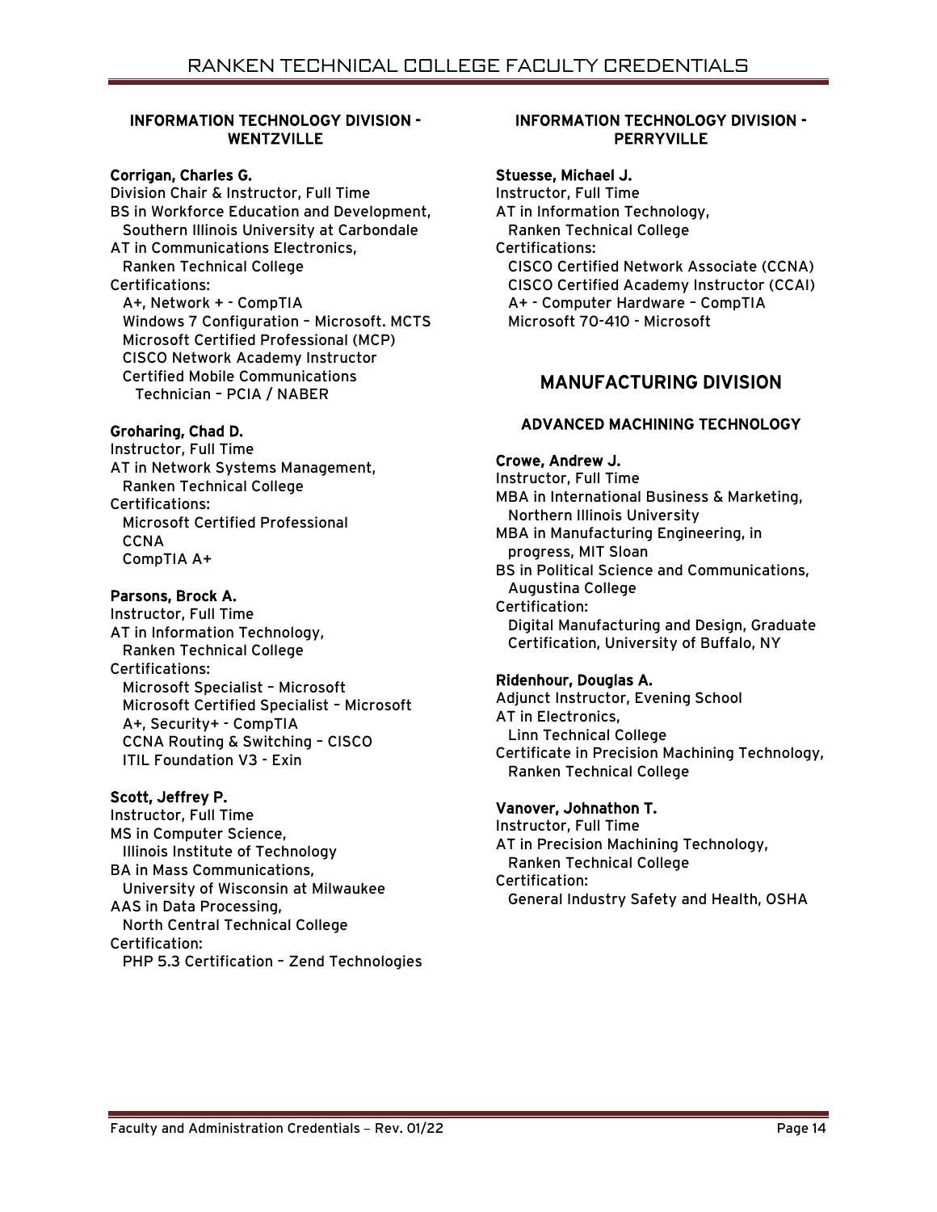### INFORMATION TECHNOLOGY DIVISION - WENTZVILLE

**Corrigan, Charles G.**
Division Chair & Instructor, Full Time
BS in Workforce Education and Development,
  Southern Illinois University at Carbondale
AT in Communications Electronics,
  Ranken Technical College
Certifications:
  A+, Network + - CompTIA
  Windows 7 Configuration – Microsoft. MCTS
  Microsoft Certified Professional (MCP)
  CISCO Network Academy Instructor
  Certified Mobile Communications
    Technician – PCIA / NABER

**Groharing, Chad D.**
Instructor, Full Time
AT in Network Systems Management,
  Ranken Technical College
Certifications:
  Microsoft Certified Professional
  CCNA
  CompTIA A+

**Parsons, Brock A.**
Instructor, Full Time
AT in Information Technology,
  Ranken Technical College
Certifications:
  Microsoft Specialist – Microsoft
  Microsoft Certified Specialist – Microsoft
  A+, Security+ - CompTIA
  CCNA Routing & Switching – CISCO
  ITIL Foundation V3 - Exin

**Scott, Jeffrey P.**
Instructor, Full Time
MS in Computer Science,
  Illinois Institute of Technology
BA in Mass Communications,
  University of Wisconsin at Milwaukee
AAS in Data Processing,
  North Central Technical College
Certification:
  PHP 5.3 Certification – Zend Technologies

### INFORMATION TECHNOLOGY DIVISION - PERRYVILLE

**Stuesse, Michael J.**
Instructor, Full Time
AT in Information Technology,
  Ranken Technical College
Certifications:
  CISCO Certified Network Associate (CCNA)
  CISCO Certified Academy Instructor (CCAI)
  A+ - Computer Hardware – CompTIA
  Microsoft 70-410 - Microsoft

## MANUFACTURING DIVISION

### ADVANCED MACHINING TECHNOLOGY

**Crowe, Andrew J.**
Instructor, Full Time
MBA in International Business & Marketing,
  Northern Illinois University
MBA in Manufacturing Engineering, in
  progress, MIT Sloan
BS in Political Science and Communications,
  Augustina College
Certification:
  Digital Manufacturing and Design, Graduate
  Certification, University of Buffalo, NY

**Ridenhour, Douglas A.**
Adjunct Instructor, Evening School
AT in Electronics,
  Linn Technical College
Certificate in Precision Machining Technology,
  Ranken Technical College

**Vanover, Johnathon T.**
Instructor, Full Time
AT in Precision Machining Technology,
  Ranken Technical College
Certification:
  General Industry Safety and Health, OSHA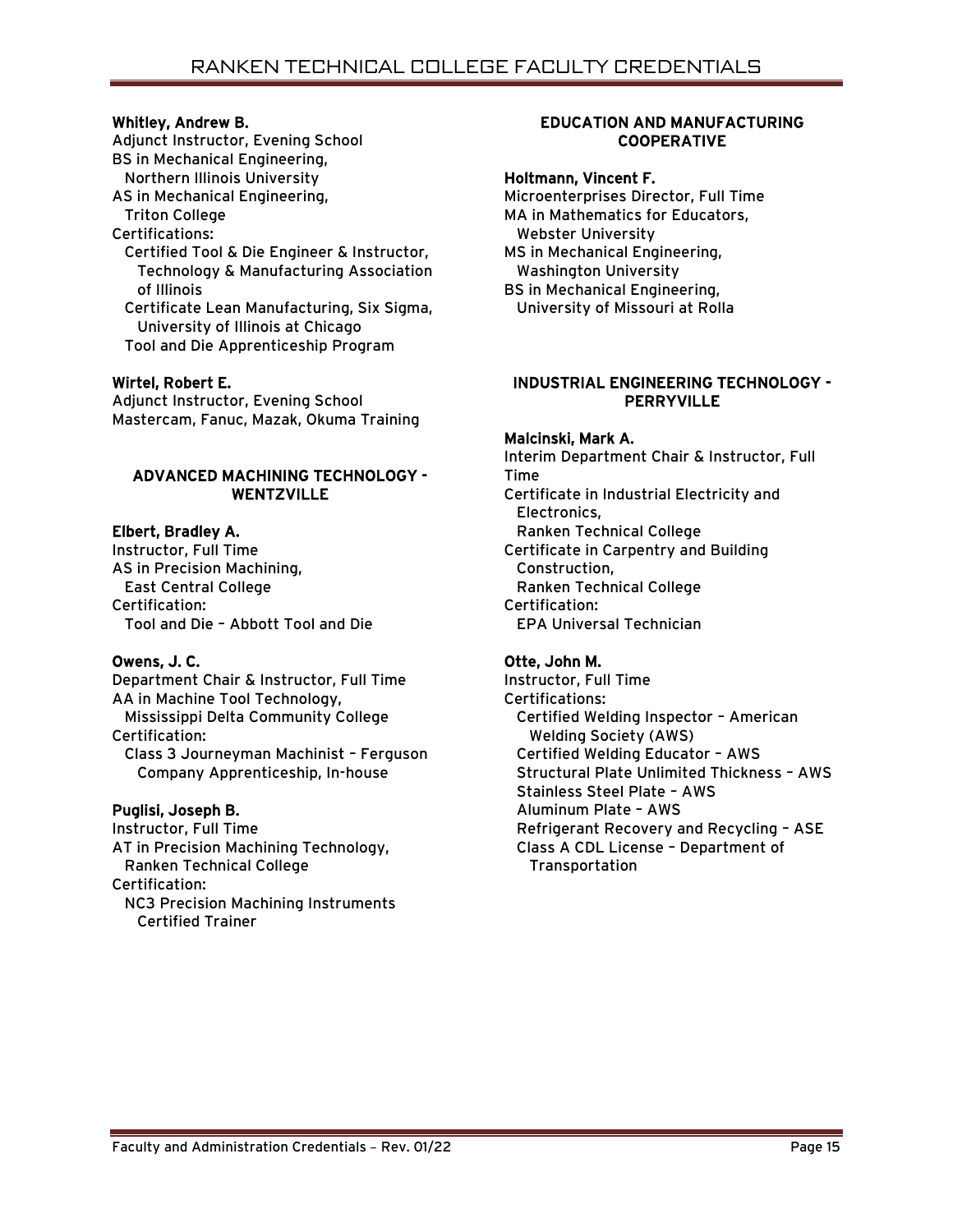**Whitley, Andrew B.**
Adjunct Instructor, Evening School
BS in Mechanical Engineering,
Northern Illinois University
AS in Mechanical Engineering,
Triton College
Certifications:
Certified Tool & Die Engineer & Instructor, Technology & Manufacturing Association of Illinois
Certificate Lean Manufacturing, Six Sigma, University of Illinois at Chicago
Tool and Die Apprenticeship Program

**Wirtel, Robert E.**
Adjunct Instructor, Evening School
Mastercam, Fanuc, Mazak, Okuma Training

## ADVANCED MACHINING TECHNOLOGY - WENTZVILLE

**Elbert, Bradley A.**
Instructor, Full Time
AS in Precision Machining,
East Central College
Certification:
Tool and Die – Abbott Tool and Die

**Owens, J. C.**
Department Chair & Instructor, Full Time
AA in Machine Tool Technology,
Mississippi Delta Community College
Certification:
Class 3 Journeyman Machinist – Ferguson Company Apprenticeship, In-house

**Puglisi, Joseph B.**
Instructor, Full Time
AT in Precision Machining Technology,
Ranken Technical College
Certification:
NC3 Precision Machining Instruments Certified Trainer

## EDUCATION AND MANUFACTURING COOPERATIVE

**Holtmann, Vincent F.**
Microenterprises Director, Full Time
MA in Mathematics for Educators,
Webster University
MS in Mechanical Engineering,
Washington University
BS in Mechanical Engineering,
University of Missouri at Rolla

## INDUSTRIAL ENGINEERING TECHNOLOGY - PERRYVILLE

**Malcinski, Mark A.**
Interim Department Chair & Instructor, Full Time
Certificate in Industrial Electricity and Electronics,
Ranken Technical College
Certificate in Carpentry and Building Construction,
Ranken Technical College
Certification:
EPA Universal Technician

**Otte, John M.**
Instructor, Full Time
Certifications:
Certified Welding Inspector – American Welding Society (AWS)
Certified Welding Educator – AWS
Structural Plate Unlimited Thickness – AWS
Stainless Steel Plate – AWS
Aluminum Plate – AWS
Refrigerant Recovery and Recycling – ASE
Class A CDL License – Department of Transportation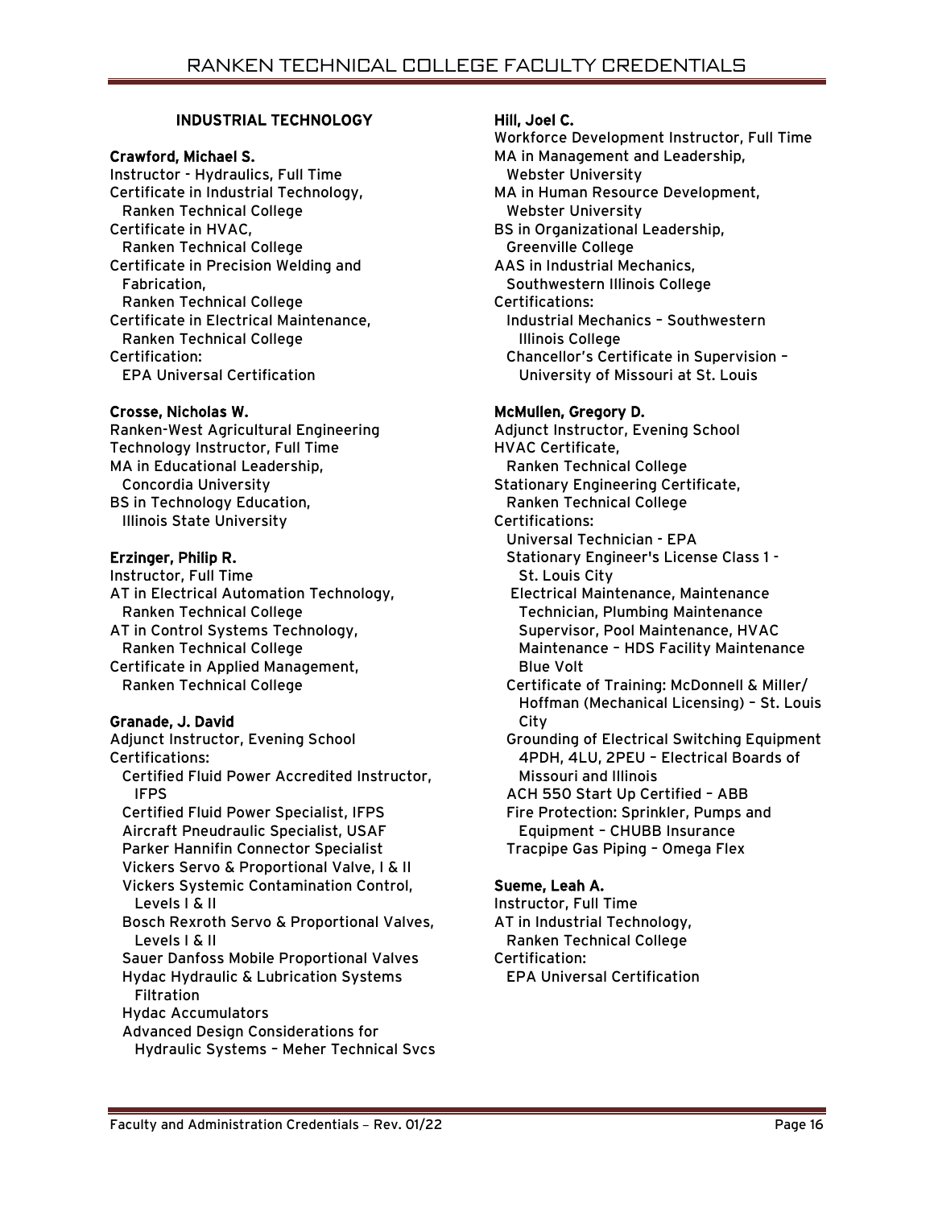### INDUSTRIAL TECHNOLOGY

**Crawford, Michael S.**
Instructor - Hydraulics, Full Time
Certificate in Industrial Technology,
Ranken Technical College
Certificate in HVAC,
Ranken Technical College
Certificate in Precision Welding and Fabrication,
Ranken Technical College
Certificate in Electrical Maintenance,
Ranken Technical College
Certification:
EPA Universal Certification

**Crosse, Nicholas W.**
Ranken-West Agricultural Engineering Technology Instructor, Full Time
MA in Educational Leadership,
Concordia University
BS in Technology Education,
Illinois State University

**Erzinger, Philip R.**
Instructor, Full Time
AT in Electrical Automation Technology,
Ranken Technical College
AT in Control Systems Technology,
Ranken Technical College
Certificate in Applied Management,
Ranken Technical College

**Granade, J. David**
Adjunct Instructor, Evening School
Certifications:
Certified Fluid Power Accredited Instructor, IFPS
Certified Fluid Power Specialist, IFPS
Aircraft Pneudraulic Specialist, USAF
Parker Hannifin Connector Specialist
Vickers Servo & Proportional Valve, I & II
Vickers Systemic Contamination Control, Levels I & II
Bosch Rexroth Servo & Proportional Valves, Levels I & II
Sauer Danfoss Mobile Proportional Valves
Hydac Hydraulic & Lubrication Systems Filtration
Hydac Accumulators
Advanced Design Considerations for Hydraulic Systems – Meher Technical Svcs

**Hill, Joel C.**
Workforce Development Instructor, Full Time
MA in Management and Leadership,
Webster University
MA in Human Resource Development,
Webster University
BS in Organizational Leadership,
Greenville College
AAS in Industrial Mechanics,
Southwestern Illinois College
Certifications:
Industrial Mechanics – Southwestern Illinois College
Chancellor's Certificate in Supervision – University of Missouri at St. Louis

**McMullen, Gregory D.**
Adjunct Instructor, Evening School
HVAC Certificate,
Ranken Technical College
Stationary Engineering Certificate,
Ranken Technical College
Certifications:
Universal Technician - EPA
Stationary Engineer's License Class 1 - St. Louis City
Electrical Maintenance, Maintenance Technician, Plumbing Maintenance Supervisor, Pool Maintenance, HVAC Maintenance – HDS Facility Maintenance Blue Volt
Certificate of Training: McDonnell & Miller/ Hoffman (Mechanical Licensing) – St. Louis City
Grounding of Electrical Switching Equipment 4PDH, 4LU, 2PEU – Electrical Boards of Missouri and Illinois
ACH 550 Start Up Certified – ABB
Fire Protection: Sprinkler, Pumps and Equipment – CHUBB Insurance
Tracpipe Gas Piping – Omega Flex

**Sueme, Leah A.**
Instructor, Full Time
AT in Industrial Technology,
Ranken Technical College
Certification:
EPA Universal Certification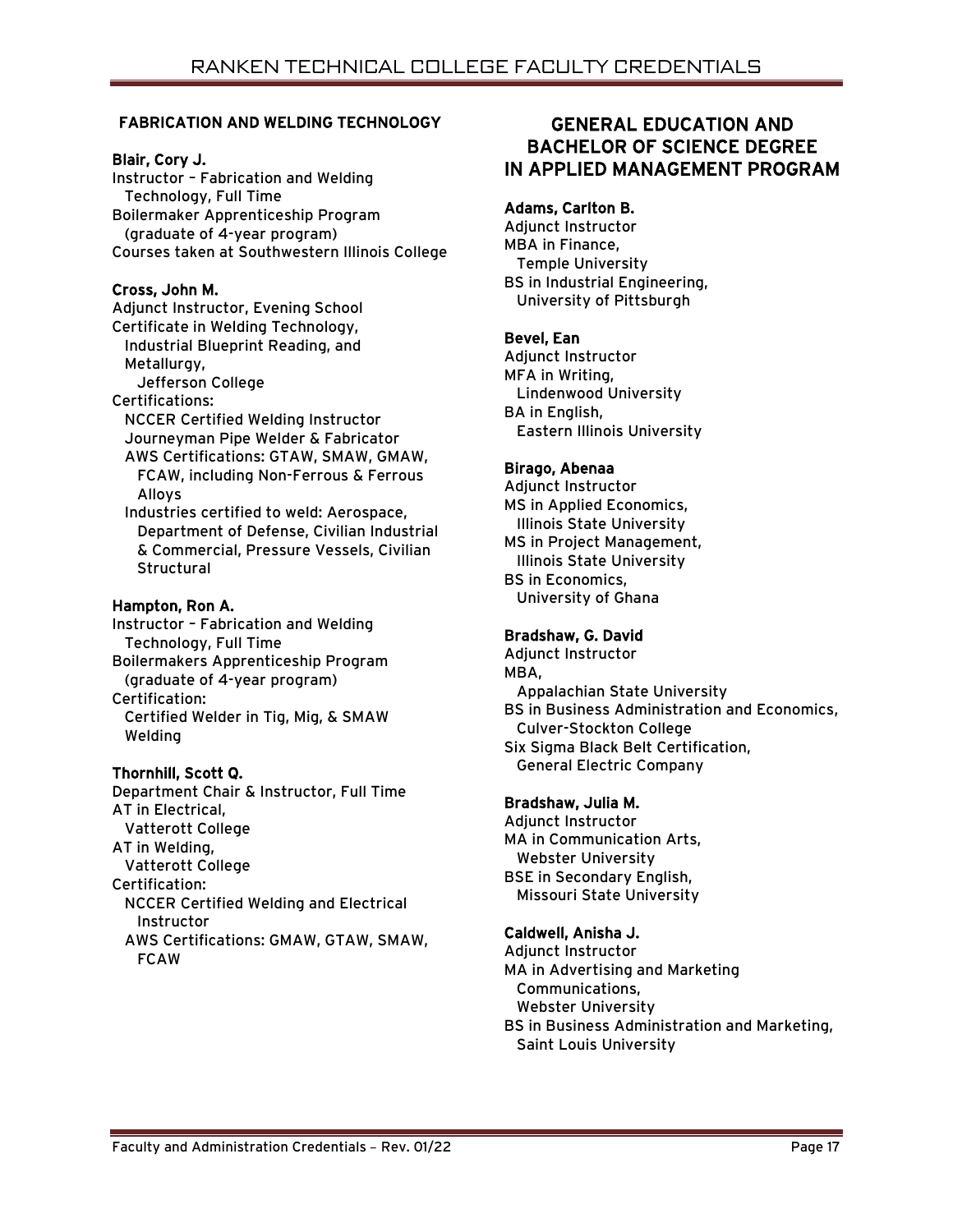## FABRICATION AND WELDING TECHNOLOGY

**Blair, Cory J.**
Instructor – Fabrication and Welding Technology, Full Time
Boilermaker Apprenticeship Program (graduate of 4-year program)
Courses taken at Southwestern Illinois College

**Cross, John M.**
Adjunct Instructor, Evening School
Certificate in Welding Technology, Industrial Blueprint Reading, and Metallurgy,
Jefferson College
Certifications:
NCCER Certified Welding Instructor
Journeyman Pipe Welder & Fabricator
AWS Certifications: GTAW, SMAW, GMAW, FCAW, including Non-Ferrous & Ferrous Alloys
Industries certified to weld: Aerospace, Department of Defense, Civilian Industrial & Commercial, Pressure Vessels, Civilian Structural

**Hampton, Ron A.**
Instructor – Fabrication and Welding Technology, Full Time
Boilermakers Apprenticeship Program (graduate of 4-year program)
Certification:
Certified Welder in Tig, Mig, & SMAW Welding

**Thornhill, Scott Q.**
Department Chair & Instructor, Full Time
AT in Electrical,
Vatterott College
AT in Welding,
Vatterott College
Certification:
NCCER Certified Welding and Electrical Instructor
AWS Certifications: GMAW, GTAW, SMAW, FCAW

## GENERAL EDUCATION AND BACHELOR OF SCIENCE DEGREE IN APPLIED MANAGEMENT PROGRAM

**Adams, Carlton B.**
Adjunct Instructor
MBA in Finance,
Temple University
BS in Industrial Engineering,
University of Pittsburgh

**Bevel, Ean**
Adjunct Instructor
MFA in Writing,
Lindenwood University
BA in English,
Eastern Illinois University

**Birago, Abenaa**
Adjunct Instructor
MS in Applied Economics,
Illinois State University
MS in Project Management,
Illinois State University
BS in Economics,
University of Ghana

**Bradshaw, G. David**
Adjunct Instructor
MBA,
Appalachian State University
BS in Business Administration and Economics,
Culver-Stockton College
Six Sigma Black Belt Certification,
General Electric Company

**Bradshaw, Julia M.**
Adjunct Instructor
MA in Communication Arts,
Webster University
BSE in Secondary English,
Missouri State University

**Caldwell, Anisha J.**
Adjunct Instructor
MA in Advertising and Marketing Communications,
Webster University
BS in Business Administration and Marketing,
Saint Louis University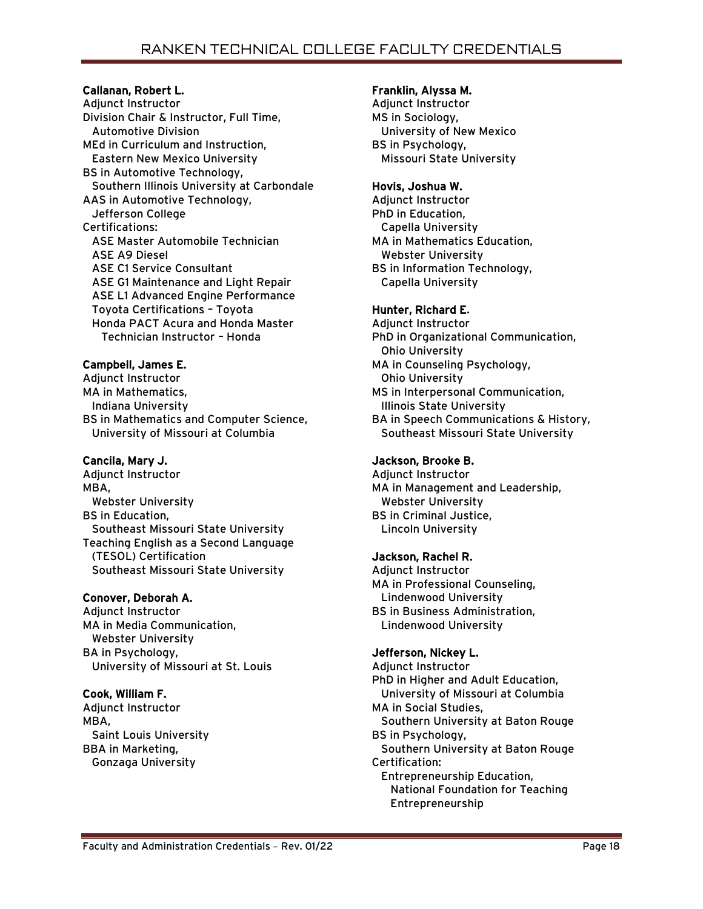**Callanan, Robert L.**
Adjunct Instructor
Division Chair & Instructor, Full Time,
  Automotive Division
MEd in Curriculum and Instruction,
  Eastern New Mexico University
BS in Automotive Technology,
  Southern Illinois University at Carbondale
AAS in Automotive Technology,
  Jefferson College
Certifications:
  ASE Master Automobile Technician
  ASE A9 Diesel
  ASE C1 Service Consultant
  ASE G1 Maintenance and Light Repair
  ASE L1 Advanced Engine Performance
  Toyota Certifications – Toyota
  Honda PACT Acura and Honda Master
    Technician Instructor – Honda

**Campbell, James E.**
Adjunct Instructor
MA in Mathematics,
  Indiana University
BS in Mathematics and Computer Science,
  University of Missouri at Columbia

**Cancila, Mary J.**
Adjunct Instructor
MBA,
  Webster University
BS in Education,
  Southeast Missouri State University
Teaching English as a Second Language
  (TESOL) Certification
  Southeast Missouri State University

**Conover, Deborah A.**
Adjunct Instructor
MA in Media Communication,
  Webster University
BA in Psychology,
  University of Missouri at St. Louis

**Cook, William F.**
Adjunct Instructor
MBA,
  Saint Louis University
BBA in Marketing,
  Gonzaga University

**Franklin, Alyssa M.**
Adjunct Instructor
MS in Sociology,
  University of New Mexico
BS in Psychology,
  Missouri State University

**Hovis, Joshua W.**
Adjunct Instructor
PhD in Education,
  Capella University
MA in Mathematics Education,
  Webster University
BS in Information Technology,
  Capella University

**Hunter, Richard E.**
Adjunct Instructor
PhD in Organizational Communication,
  Ohio University
MA in Counseling Psychology,
  Ohio University
MS in Interpersonal Communication,
  Illinois State University
BA in Speech Communications & History,
  Southeast Missouri State University

**Jackson, Brooke B.**
Adjunct Instructor
MA in Management and Leadership,
  Webster University
BS in Criminal Justice,
  Lincoln University

**Jackson, Rachel R.**
Adjunct Instructor
MA in Professional Counseling,
  Lindenwood University
BS in Business Administration,
  Lindenwood University

**Jefferson, Nickey L.**
Adjunct Instructor
PhD in Higher and Adult Education,
  University of Missouri at Columbia
MA in Social Studies,
  Southern University at Baton Rouge
BS in Psychology,
  Southern University at Baton Rouge
Certification:
  Entrepreneurship Education,
    National Foundation for Teaching
    Entrepreneurship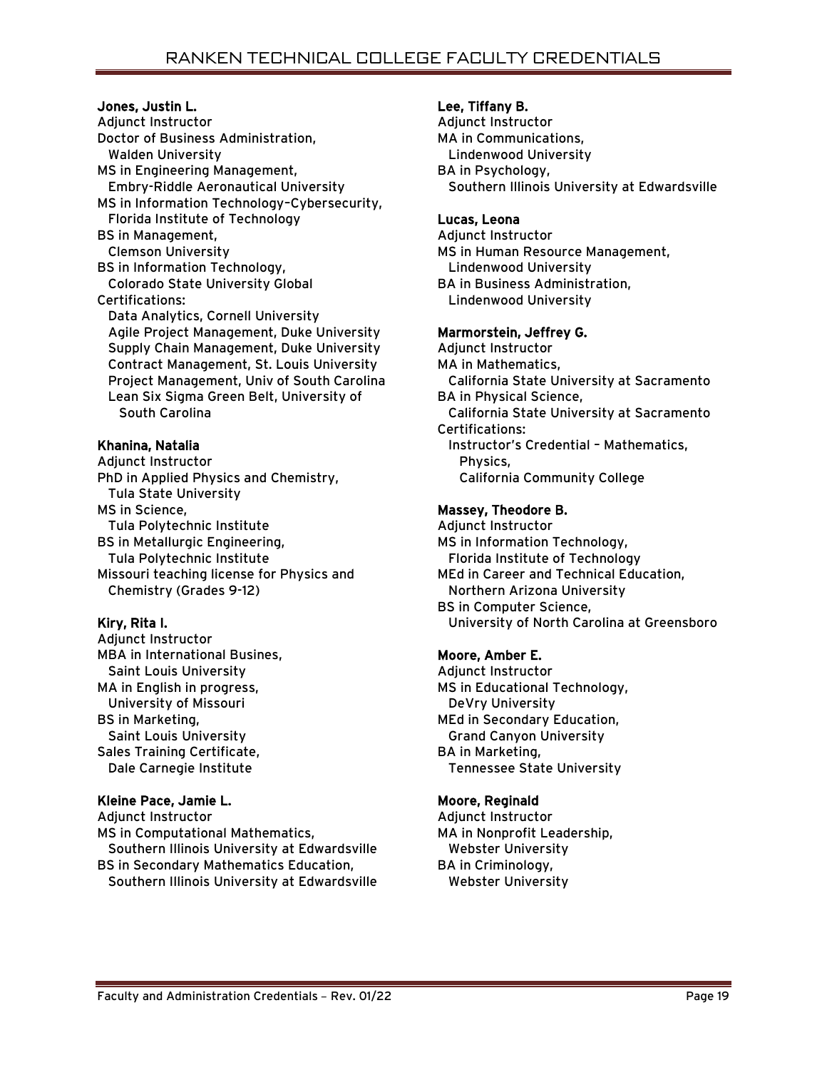**Jones, Justin L.**
Adjunct Instructor
Doctor of Business Administration,
  Walden University
MS in Engineering Management,
  Embry-Riddle Aeronautical University
MS in Information Technology–Cybersecurity,
  Florida Institute of Technology
BS in Management,
  Clemson University
BS in Information Technology,
  Colorado State University Global
Certifications:
  Data Analytics, Cornell University
  Agile Project Management, Duke University
  Supply Chain Management, Duke University
  Contract Management, St. Louis University
  Project Management, Univ of South Carolina
  Lean Six Sigma Green Belt, University of South Carolina

**Khanina, Natalia**
Adjunct Instructor
PhD in Applied Physics and Chemistry,
  Tula State University
MS in Science,
  Tula Polytechnic Institute
BS in Metallurgic Engineering,
  Tula Polytechnic Institute
Missouri teaching license for Physics and Chemistry (Grades 9-12)

**Kiry, Rita I.**
Adjunct Instructor
MBA in International Busines,
  Saint Louis University
MA in English in progress,
  University of Missouri
BS in Marketing,
  Saint Louis University
Sales Training Certificate,
  Dale Carnegie Institute

**Kleine Pace, Jamie L.**
Adjunct Instructor
MS in Computational Mathematics,
  Southern Illinois University at Edwardsville
BS in Secondary Mathematics Education,
  Southern Illinois University at Edwardsville

**Lee, Tiffany B.**
Adjunct Instructor
MA in Communications,
  Lindenwood University
BA in Psychology,
  Southern Illinois University at Edwardsville

**Lucas, Leona**
Adjunct Instructor
MS in Human Resource Management,
  Lindenwood University
BA in Business Administration,
  Lindenwood University

**Marmorstein, Jeffrey G.**
Adjunct Instructor
MA in Mathematics,
  California State University at Sacramento
BA in Physical Science,
  California State University at Sacramento
Certifications:
  Instructor's Credential – Mathematics, Physics,
  California Community College

**Massey, Theodore B.**
Adjunct Instructor
MS in Information Technology,
  Florida Institute of Technology
MEd in Career and Technical Education,
  Northern Arizona University
BS in Computer Science,
  University of North Carolina at Greensboro

**Moore, Amber E.**
Adjunct Instructor
MS in Educational Technology,
  DeVry University
MEd in Secondary Education,
  Grand Canyon University
BA in Marketing,
  Tennessee State University

**Moore, Reginald**
Adjunct Instructor
MA in Nonprofit Leadership,
  Webster University
BA in Criminology,
  Webster University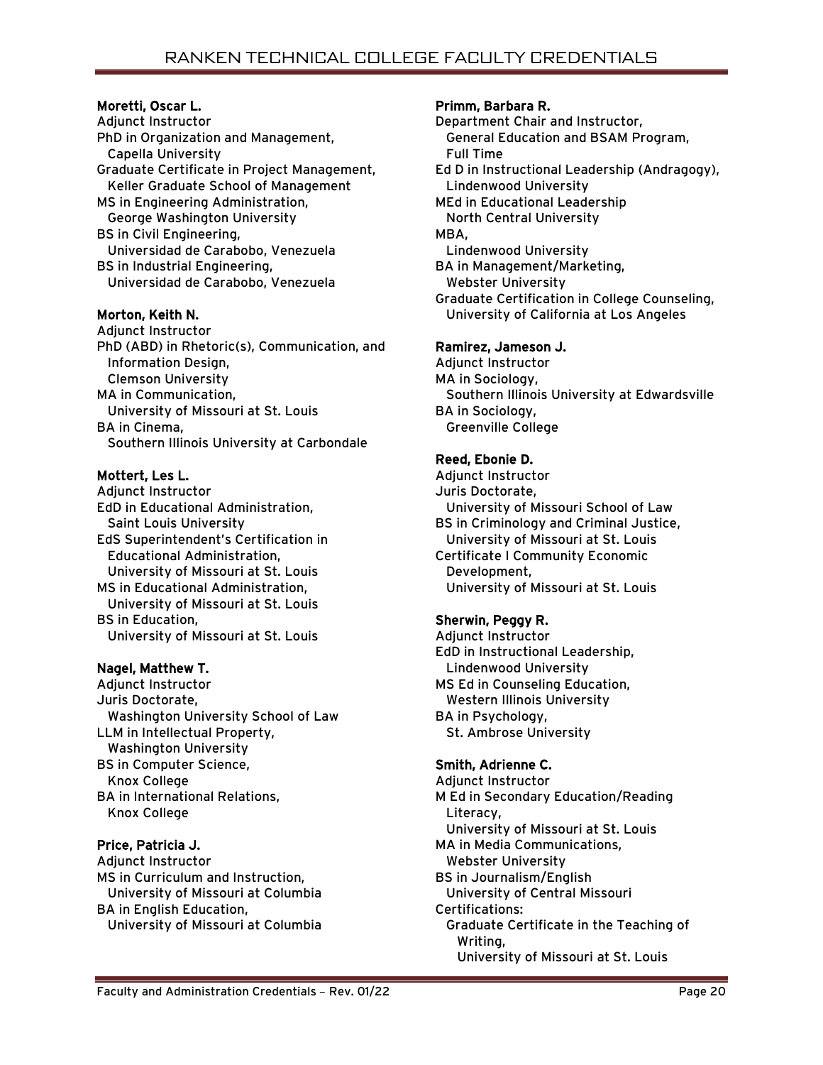**Moretti, Oscar L.**
Adjunct Instructor
PhD in Organization and Management,
Capella University
Graduate Certificate in Project Management,
Keller Graduate School of Management
MS in Engineering Administration,
George Washington University
BS in Civil Engineering,
Universidad de Carabobo, Venezuela
BS in Industrial Engineering,
Universidad de Carabobo, Venezuela

**Morton, Keith N.**
Adjunct Instructor
PhD (ABD) in Rhetoric(s), Communication, and Information Design,
Clemson University
MA in Communication,
University of Missouri at St. Louis
BA in Cinema,
Southern Illinois University at Carbondale

**Mottert, Les L.**
Adjunct Instructor
EdD in Educational Administration,
Saint Louis University
EdS Superintendent's Certification in Educational Administration,
University of Missouri at St. Louis
MS in Educational Administration,
University of Missouri at St. Louis
BS in Education,
University of Missouri at St. Louis

**Nagel, Matthew T.**
Adjunct Instructor
Juris Doctorate,
Washington University School of Law
LLM in Intellectual Property,
Washington University
BS in Computer Science,
Knox College
BA in International Relations,
Knox College

**Price, Patricia J.**
Adjunct Instructor
MS in Curriculum and Instruction,
University of Missouri at Columbia
BA in English Education,
University of Missouri at Columbia

**Primm, Barbara R.**
Department Chair and Instructor,
General Education and BSAM Program,
Full Time
Ed D in Instructional Leadership (Andragogy),
Lindenwood University
MEd in Educational Leadership
North Central University
MBA,
Lindenwood University
BA in Management/Marketing,
Webster University
Graduate Certification in College Counseling,
University of California at Los Angeles

**Ramirez, Jameson J.**
Adjunct Instructor
MA in Sociology,
Southern Illinois University at Edwardsville
BA in Sociology,
Greenville College

**Reed, Ebonie D.**
Adjunct Instructor
Juris Doctorate,
University of Missouri School of Law
BS in Criminology and Criminal Justice,
University of Missouri at St. Louis
Certificate I Community Economic Development,
University of Missouri at St. Louis

**Sherwin, Peggy R.**
Adjunct Instructor
EdD in Instructional Leadership,
Lindenwood University
MS Ed in Counseling Education,
Western Illinois University
BA in Psychology,
St. Ambrose University

**Smith, Adrienne C.**
Adjunct Instructor
M Ed in Secondary Education/Reading Literacy,
University of Missouri at St. Louis
MA in Media Communications,
Webster University
BS in Journalism/English
University of Central Missouri
Certifications:
Graduate Certificate in the Teaching of Writing,
University of Missouri at St. Louis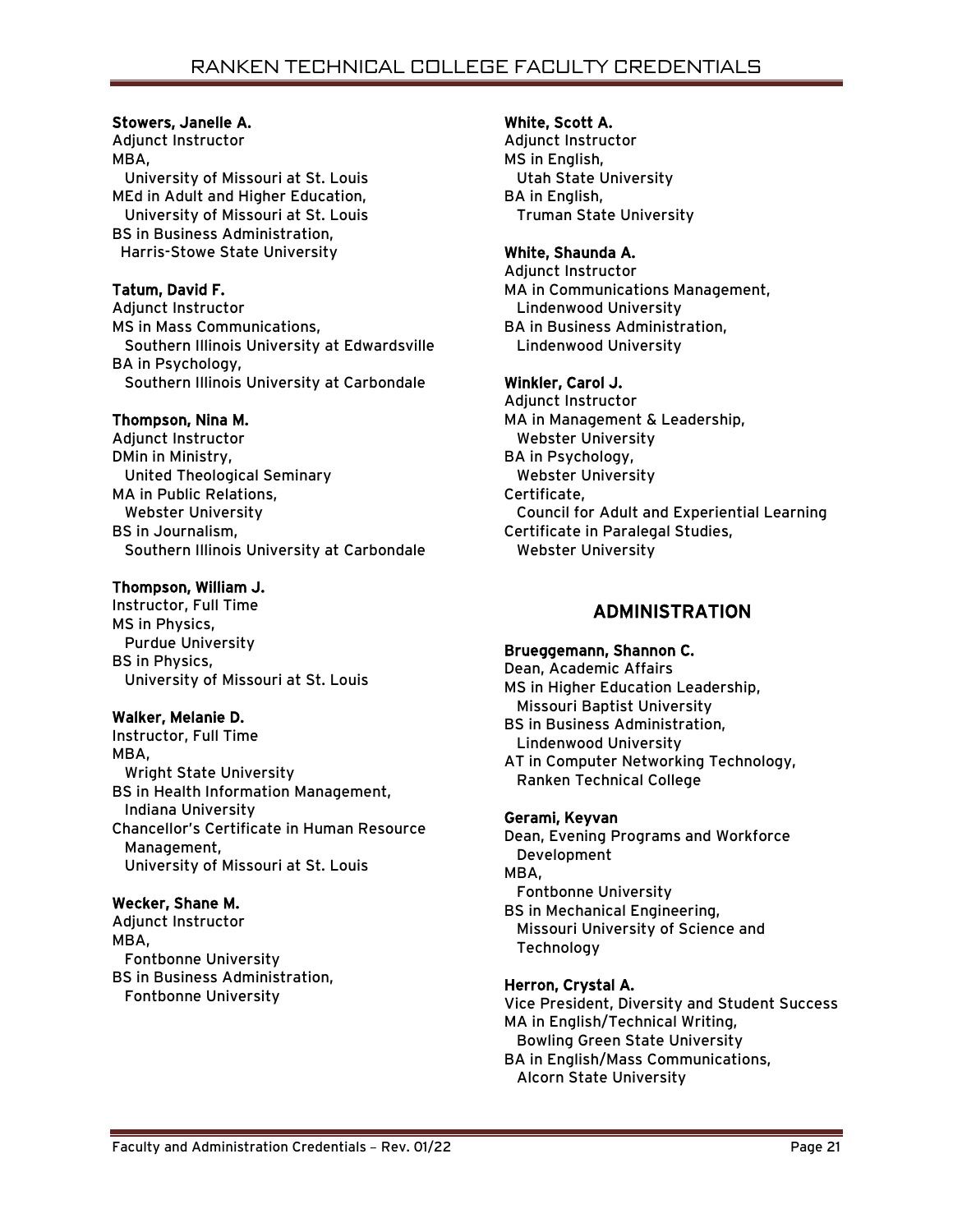**Stowers, Janelle A.**
Adjunct Instructor
MBA,
University of Missouri at St. Louis
MEd in Adult and Higher Education,
University of Missouri at St. Louis
BS in Business Administration,
Harris-Stowe State University

**Tatum, David F.**
Adjunct Instructor
MS in Mass Communications,
Southern Illinois University at Edwardsville
BA in Psychology,
Southern Illinois University at Carbondale

**Thompson, Nina M.**
Adjunct Instructor
DMin in Ministry,
United Theological Seminary
MA in Public Relations,
Webster University
BS in Journalism,
Southern Illinois University at Carbondale

**Thompson, William J.**
Instructor, Full Time
MS in Physics,
Purdue University
BS in Physics,
University of Missouri at St. Louis

**Walker, Melanie D.**
Instructor, Full Time
MBA,
Wright State University
BS in Health Information Management,
Indiana University
Chancellor's Certificate in Human Resource Management,
University of Missouri at St. Louis

**Wecker, Shane M.**
Adjunct Instructor
MBA,
Fontbonne University
BS in Business Administration,
Fontbonne University

**White, Scott A.**
Adjunct Instructor
MS in English,
Utah State University
BA in English,
Truman State University

**White, Shaunda A.**
Adjunct Instructor
MA in Communications Management,
Lindenwood University
BA in Business Administration,
Lindenwood University

**Winkler, Carol J.**
Adjunct Instructor
MA in Management & Leadership,
Webster University
BA in Psychology,
Webster University
Certificate,
Council for Adult and Experiential Learning
Certificate in Paralegal Studies,
Webster University

## ADMINISTRATION

**Brueggemann, Shannon C.**
Dean, Academic Affairs
MS in Higher Education Leadership,
Missouri Baptist University
BS in Business Administration,
Lindenwood University
AT in Computer Networking Technology,
Ranken Technical College

**Gerami, Keyvan**
Dean, Evening Programs and Workforce Development
MBA,
Fontbonne University
BS in Mechanical Engineering,
Missouri University of Science and Technology

**Herron, Crystal A.**
Vice President, Diversity and Student Success
MA in English/Technical Writing,
Bowling Green State University
BA in English/Mass Communications,
Alcorn State University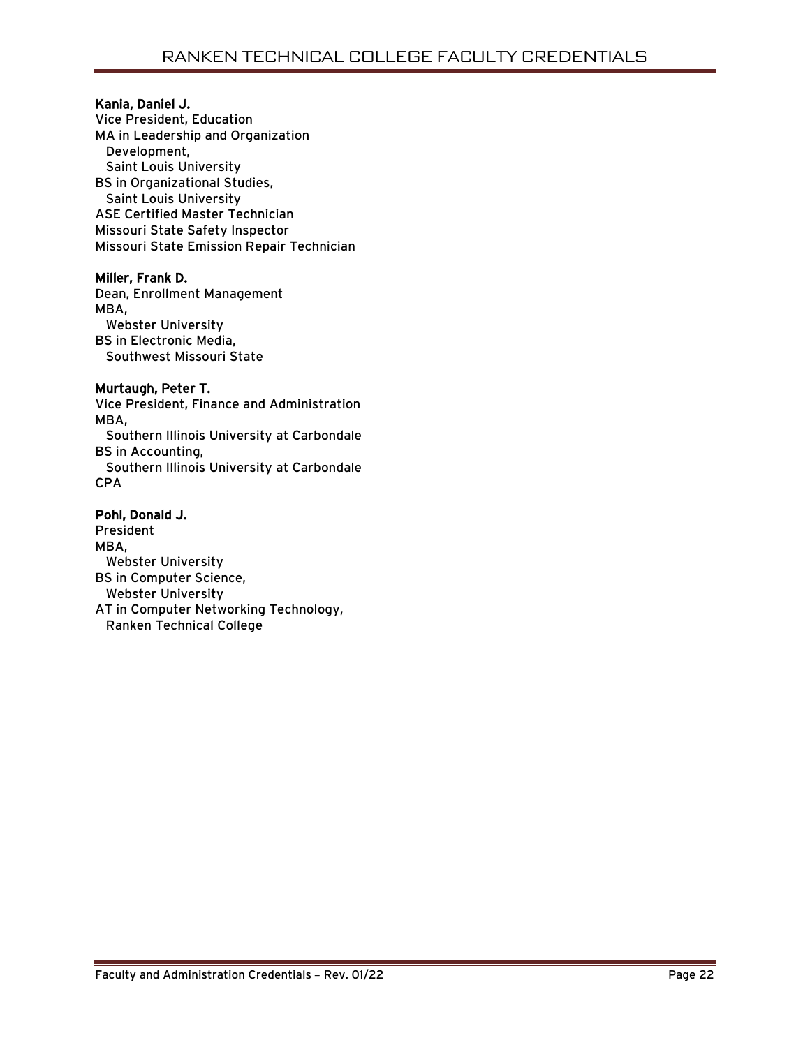**Kania, Daniel J.**
Vice President, Education
MA in Leadership and Organization Development,
Saint Louis University
BS in Organizational Studies,
Saint Louis University
ASE Certified Master Technician
Missouri State Safety Inspector
Missouri State Emission Repair Technician

**Miller, Frank D.**
Dean, Enrollment Management
MBA,
Webster University
BS in Electronic Media,
Southwest Missouri State

**Murtaugh, Peter T.**
Vice President, Finance and Administration
MBA,
Southern Illinois University at Carbondale
BS in Accounting,
Southern Illinois University at Carbondale
CPA

**Pohl, Donald J.**
President
MBA,
Webster University
BS in Computer Science,
Webster University
AT in Computer Networking Technology,
Ranken Technical College